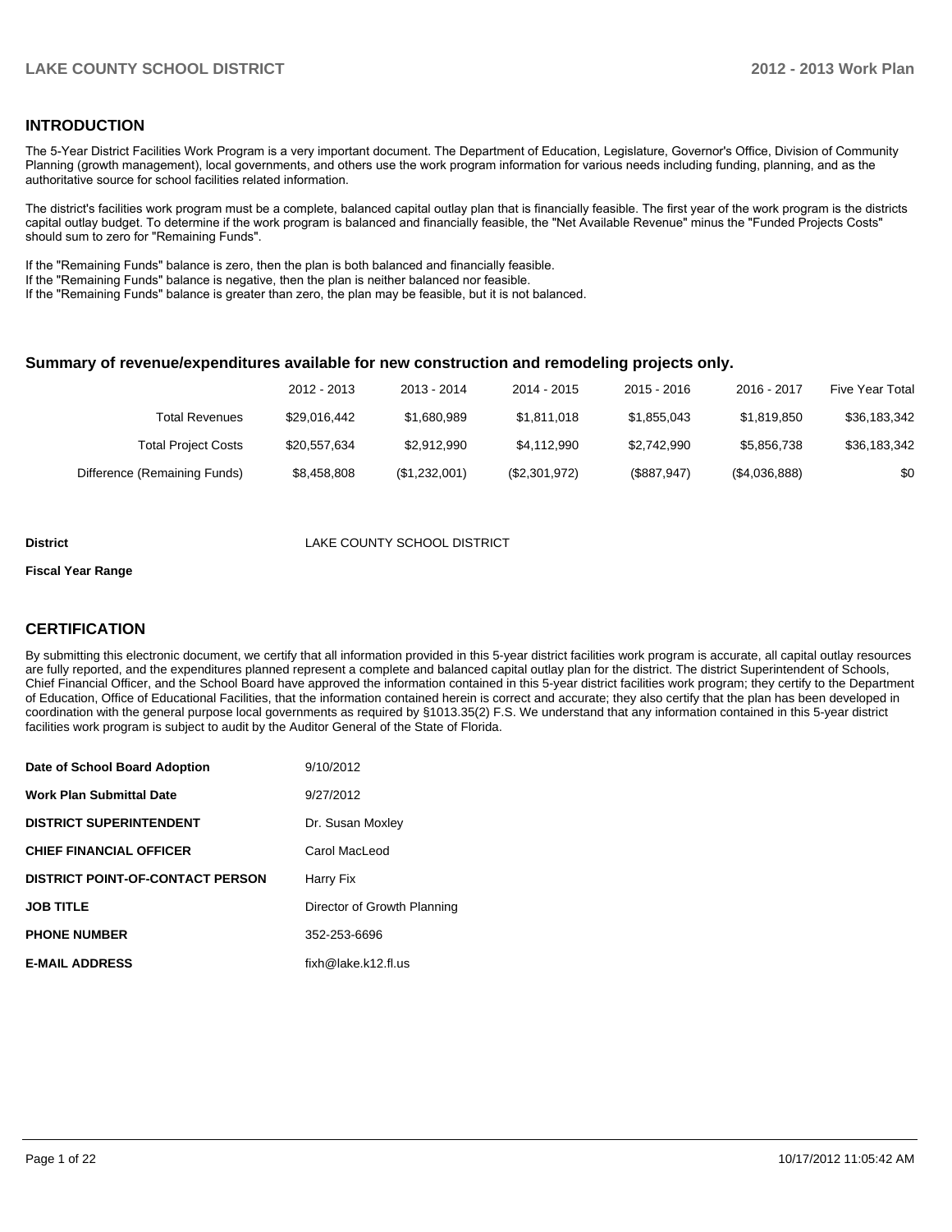## INTRODUCTION

The 5-Year District Facilities Work Program is a very important document. The Department of Education, Legislature, Governor's Office, Division of Community Planning (growth management), local governments, and others use the work program information for various needs including funding, planning, and as the authoritative source for school facilities related information.

The district's facilities work program must be a complete, balanced capital outlay plan that is financially feasible. The first year of the work program is the districts capital outlay budget. To determine if the work program is balanced and financially feasible, the "Net Available Revenue" minus the "Funded Projects Costs" should sum to zero for "Remaining Funds".

If the "Remaining Funds" balance is zero, then the plan is both balanced and financially feasible.
If the "Remaining Funds" balance is negative, then the plan is neither balanced nor feasible.
If the "Remaining Funds" balance is greater than zero, the plan may be feasible, but it is not balanced.

### Summary of revenue/expenditures available for new construction and remodeling projects only.

| | 2012 - 2013 | 2013 - 2014 | 2014 - 2015 | 2015 - 2016 | 2016 - 2017 | Five Year Total |
|---|---|---|---|---|---|---|
| Total Revenues | $29,016,442 | $1,680,989 | $1,811,018 | $1,855,043 | $1,819,850 | $36,183,342 |
| Total Project Costs | $20,557,634 | $2,912,990 | $4,112,990 | $2,742,990 | $5,856,738 | $36,183,342 |
| Difference (Remaining Funds) | $8,458,808 | ($1,232,001) | ($2,301,972) | ($887,947) | ($4,036,888) | $0 |

**District** LAKE COUNTY SCHOOL DISTRICT

**Fiscal Year Range**

## CERTIFICATION

By submitting this electronic document, we certify that all information provided in this 5-year district facilities work program is accurate, all capital outlay resources are fully reported, and the expenditures planned represent a complete and balanced capital outlay plan for the district. The district Superintendent of Schools, Chief Financial Officer, and the School Board have approved the information contained in this 5-year district facilities work program; they certify to the Department of Education, Office of Educational Facilities, that the information contained herein is correct and accurate; they also certify that the plan has been developed in coordination with the general purpose local governments as required by §1013.35(2) F.S. We understand that any information contained in this 5-year district facilities work program is subject to audit by the Auditor General of the State of Florida.

| | |
|---|---|
| **Date of School Board Adoption** | 9/10/2012 |
| **Work Plan Submittal Date** | 9/27/2012 |
| **DISTRICT SUPERINTENDENT** | Dr. Susan Moxley |
| **CHIEF FINANCIAL OFFICER** | Carol MacLeod |
| **DISTRICT POINT-OF-CONTACT PERSON** | Harry Fix |
| **JOB TITLE** | Director of Growth Planning |
| **PHONE NUMBER** | 352-253-6696 |
| **E-MAIL ADDRESS** | fixh@lake.k12.fl.us |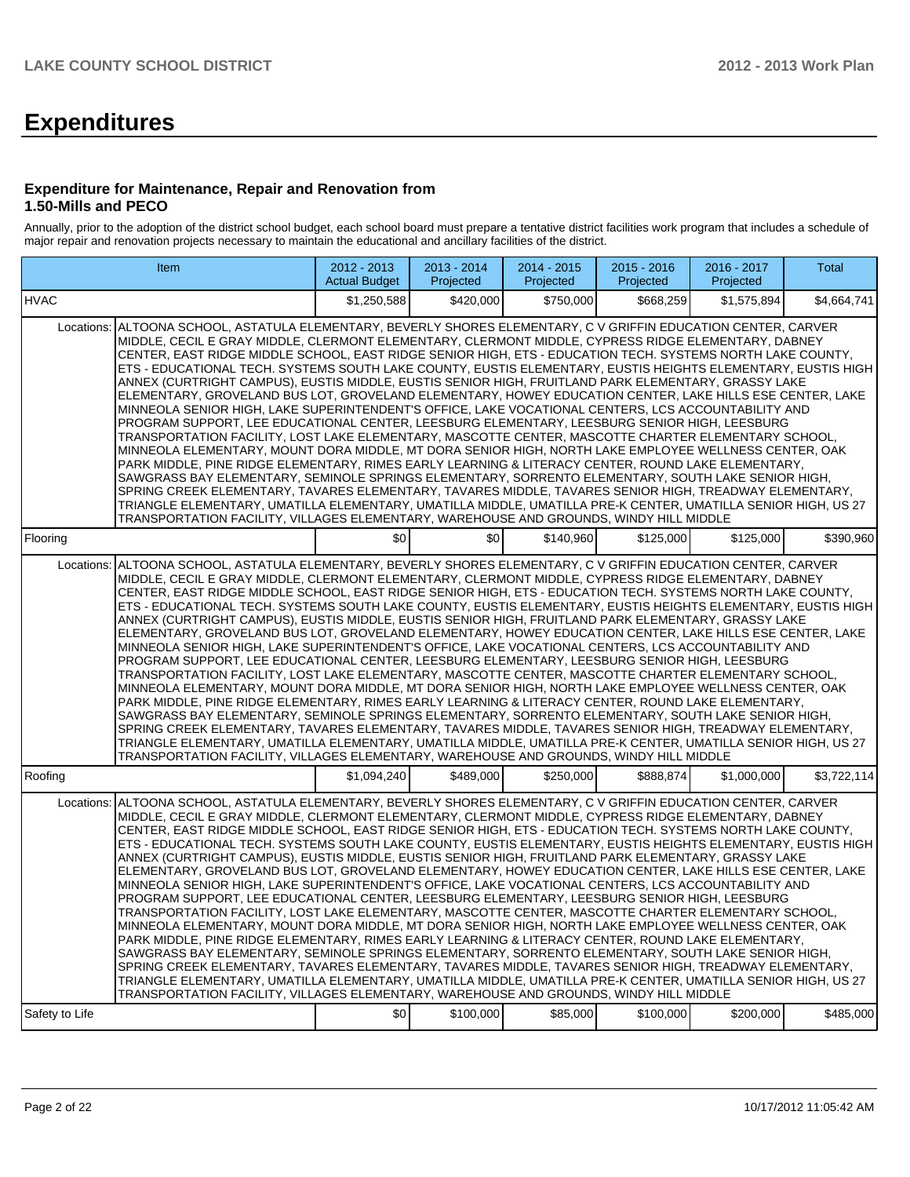# Expenditures

### Expenditure for Maintenance, Repair and Renovation from 1.50-Mills and PECO

Annually, prior to the adoption of the district school budget, each school board must prepare a tentative district facilities work program that includes a schedule of major repair and renovation projects necessary to maintain the educational and ancillary facilities of the district.

| Item | | 2012 - 2013 Actual Budget | 2013 - 2014 Projected | 2014 - 2015 Projected | 2015 - 2016 Projected | 2016 - 2017 Projected | Total |
|---|---|---|---|---|---|---|---|
| HVAC | | $1,250,588 | $420,000 | $750,000 | $668,259 | $1,575,894 | $4,664,741 |
| Locations: | ALTOONA SCHOOL, ASTATULA ELEMENTARY, BEVERLY SHORES ELEMENTARY, C V GRIFFIN EDUCATION CENTER, CARVER MIDDLE, CECIL E GRAY MIDDLE, CLERMONT ELEMENTARY, CLERMONT MIDDLE, CYPRESS RIDGE ELEMENTARY, DABNEY CENTER, EAST RIDGE MIDDLE SCHOOL, EAST RIDGE SENIOR HIGH, ETS - EDUCATION TECH. SYSTEMS NORTH LAKE COUNTY, ETS - EDUCATIONAL TECH. SYSTEMS SOUTH LAKE COUNTY, EUSTIS ELEMENTARY, EUSTIS HEIGHTS ELEMENTARY, EUSTIS HIGH ANNEX (CURTRIGHT CAMPUS), EUSTIS MIDDLE, EUSTIS SENIOR HIGH, FRUITLAND PARK ELEMENTARY, GRASSY LAKE ELEMENTARY, GROVELAND BUS LOT, GROVELAND ELEMENTARY, HOWEY EDUCATION CENTER, LAKE HILLS ESE CENTER, LAKE MINNEOLA SENIOR HIGH, LAKE SUPERINTENDENT'S OFFICE, LAKE VOCATIONAL CENTERS, LCS ACCOUNTABILITY AND PROGRAM SUPPORT, LEE EDUCATIONAL CENTER, LEESBURG ELEMENTARY, LEESBURG SENIOR HIGH, LEESBURG TRANSPORTATION FACILITY, LOST LAKE ELEMENTARY, MASCOTTE CENTER, MASCOTTE CHARTER ELEMENTARY SCHOOL, MINNEOLA ELEMENTARY, MOUNT DORA MIDDLE, MT DORA SENIOR HIGH, NORTH LAKE EMPLOYEE WELLNESS CENTER, OAK PARK MIDDLE, PINE RIDGE ELEMENTARY, RIMES EARLY LEARNING & LITERACY CENTER, ROUND LAKE ELEMENTARY, SAWGRASS BAY ELEMENTARY, SEMINOLE SPRINGS ELEMENTARY, SORRENTO ELEMENTARY, SOUTH LAKE SENIOR HIGH, SPRING CREEK ELEMENTARY, TAVARES ELEMENTARY, TAVARES MIDDLE, TAVARES SENIOR HIGH, TREADWAY ELEMENTARY, TRIANGLE ELEMENTARY, UMATILLA ELEMENTARY, UMATILLA MIDDLE, UMATILLA PRE-K CENTER, UMATILLA SENIOR HIGH, US 27 TRANSPORTATION FACILITY, VILLAGES ELEMENTARY, WAREHOUSE AND GROUNDS, WINDY HILL MIDDLE | | | | | | |
| Flooring | | $0 | $0 | $140,960 | $125,000 | $125,000 | $390,960 |
| Locations: | ALTOONA SCHOOL, ASTATULA ELEMENTARY, BEVERLY SHORES ELEMENTARY, C V GRIFFIN EDUCATION CENTER, CARVER MIDDLE, CECIL E GRAY MIDDLE, CLERMONT ELEMENTARY, CLERMONT MIDDLE, CYPRESS RIDGE ELEMENTARY, DABNEY CENTER, EAST RIDGE MIDDLE SCHOOL, EAST RIDGE SENIOR HIGH, ETS - EDUCATION TECH. SYSTEMS NORTH LAKE COUNTY, ETS - EDUCATIONAL TECH. SYSTEMS SOUTH LAKE COUNTY, EUSTIS ELEMENTARY, EUSTIS HEIGHTS ELEMENTARY, EUSTIS HIGH ANNEX (CURTRIGHT CAMPUS), EUSTIS MIDDLE, EUSTIS SENIOR HIGH, FRUITLAND PARK ELEMENTARY, GRASSY LAKE ELEMENTARY, GROVELAND BUS LOT, GROVELAND ELEMENTARY, HOWEY EDUCATION CENTER, LAKE HILLS ESE CENTER, LAKE MINNEOLA SENIOR HIGH, LAKE SUPERINTENDENT'S OFFICE, LAKE VOCATIONAL CENTERS, LCS ACCOUNTABILITY AND PROGRAM SUPPORT, LEE EDUCATIONAL CENTER, LEESBURG ELEMENTARY, LEESBURG SENIOR HIGH, LEESBURG TRANSPORTATION FACILITY, LOST LAKE ELEMENTARY, MASCOTTE CENTER, MASCOTTE CHARTER ELEMENTARY SCHOOL, MINNEOLA ELEMENTARY, MOUNT DORA MIDDLE, MT DORA SENIOR HIGH, NORTH LAKE EMPLOYEE WELLNESS CENTER, OAK PARK MIDDLE, PINE RIDGE ELEMENTARY, RIMES EARLY LEARNING & LITERACY CENTER, ROUND LAKE ELEMENTARY, SAWGRASS BAY ELEMENTARY, SEMINOLE SPRINGS ELEMENTARY, SORRENTO ELEMENTARY, SOUTH LAKE SENIOR HIGH, SPRING CREEK ELEMENTARY, TAVARES ELEMENTARY, TAVARES MIDDLE, TAVARES SENIOR HIGH, TREADWAY ELEMENTARY, TRIANGLE ELEMENTARY, UMATILLA ELEMENTARY, UMATILLA MIDDLE, UMATILLA PRE-K CENTER, UMATILLA SENIOR HIGH, US 27 TRANSPORTATION FACILITY, VILLAGES ELEMENTARY, WAREHOUSE AND GROUNDS, WINDY HILL MIDDLE | | | | | | |
| Roofing | | $1,094,240 | $489,000 | $250,000 | $888,874 | $1,000,000 | $3,722,114 |
| Locations: | ALTOONA SCHOOL, ASTATULA ELEMENTARY, BEVERLY SHORES ELEMENTARY, C V GRIFFIN EDUCATION CENTER, CARVER MIDDLE, CECIL E GRAY MIDDLE, CLERMONT ELEMENTARY, CLERMONT MIDDLE, CYPRESS RIDGE ELEMENTARY, DABNEY CENTER, EAST RIDGE MIDDLE SCHOOL, EAST RIDGE SENIOR HIGH, ETS - EDUCATION TECH. SYSTEMS NORTH LAKE COUNTY, ETS - EDUCATIONAL TECH. SYSTEMS SOUTH LAKE COUNTY, EUSTIS ELEMENTARY, EUSTIS HEIGHTS ELEMENTARY, EUSTIS HIGH ANNEX (CURTRIGHT CAMPUS), EUSTIS MIDDLE, EUSTIS SENIOR HIGH, FRUITLAND PARK ELEMENTARY, GRASSY LAKE ELEMENTARY, GROVELAND BUS LOT, GROVELAND ELEMENTARY, HOWEY EDUCATION CENTER, LAKE HILLS ESE CENTER, LAKE MINNEOLA SENIOR HIGH, LAKE SUPERINTENDENT'S OFFICE, LAKE VOCATIONAL CENTERS, LCS ACCOUNTABILITY AND PROGRAM SUPPORT, LEE EDUCATIONAL CENTER, LEESBURG ELEMENTARY, LEESBURG SENIOR HIGH, LEESBURG TRANSPORTATION FACILITY, LOST LAKE ELEMENTARY, MASCOTTE CENTER, MASCOTTE CHARTER ELEMENTARY SCHOOL, MINNEOLA ELEMENTARY, MOUNT DORA MIDDLE, MT DORA SENIOR HIGH, NORTH LAKE EMPLOYEE WELLNESS CENTER, OAK PARK MIDDLE, PINE RIDGE ELEMENTARY, RIMES EARLY LEARNING & LITERACY CENTER, ROUND LAKE ELEMENTARY, SAWGRASS BAY ELEMENTARY, SEMINOLE SPRINGS ELEMENTARY, SORRENTO ELEMENTARY, SOUTH LAKE SENIOR HIGH, SPRING CREEK ELEMENTARY, TAVARES ELEMENTARY, TAVARES MIDDLE, TAVARES SENIOR HIGH, TREADWAY ELEMENTARY, TRIANGLE ELEMENTARY, UMATILLA ELEMENTARY, UMATILLA MIDDLE, UMATILLA PRE-K CENTER, UMATILLA SENIOR HIGH, US 27 TRANSPORTATION FACILITY, VILLAGES ELEMENTARY, WAREHOUSE AND GROUNDS, WINDY HILL MIDDLE | | | | | | |
| Safety to Life | | $0 | $100,000 | $85,000 | $100,000 | $200,000 | $485,000 |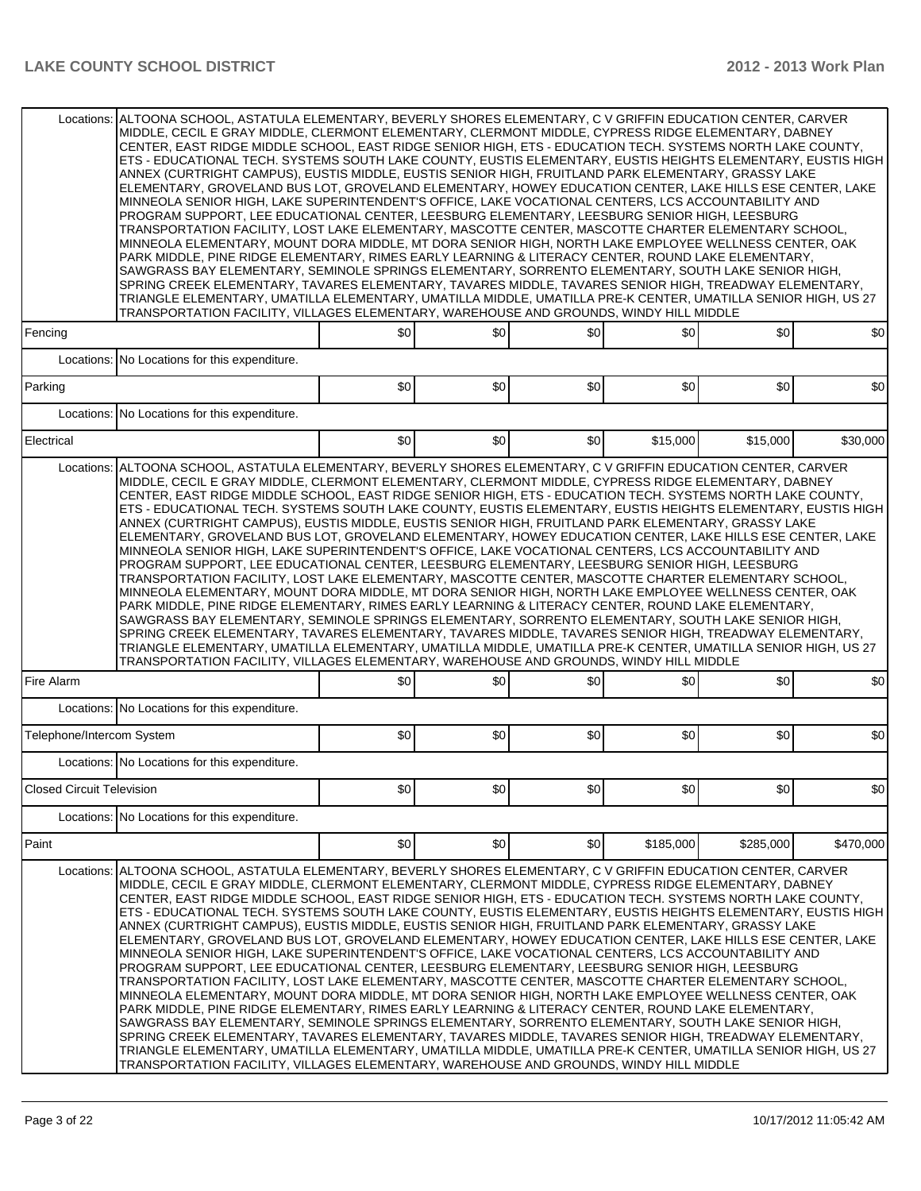| | | | | | | | |
|---|---|---|---|---|---|---|---|
| Locations: | ALTOONA SCHOOL, ASTATULA ELEMENTARY, BEVERLY SHORES ELEMENTARY, C V GRIFFIN EDUCATION CENTER, CARVER MIDDLE, CECIL E GRAY MIDDLE, CLERMONT ELEMENTARY, CLERMONT MIDDLE, CYPRESS RIDGE ELEMENTARY, DABNEY CENTER, EAST RIDGE MIDDLE SCHOOL, EAST RIDGE SENIOR HIGH, ETS - EDUCATION TECH. SYSTEMS NORTH LAKE COUNTY, ETS - EDUCATIONAL TECH. SYSTEMS SOUTH LAKE COUNTY, EUSTIS ELEMENTARY, EUSTIS HEIGHTS ELEMENTARY, EUSTIS HIGH ANNEX (CURTRIGHT CAMPUS), EUSTIS MIDDLE, EUSTIS SENIOR HIGH, FRUITLAND PARK ELEMENTARY, GRASSY LAKE ELEMENTARY, GROVELAND BUS LOT, GROVELAND ELEMENTARY, HOWEY EDUCATION CENTER, LAKE HILLS ESE CENTER, LAKE MINNEOLA SENIOR HIGH, LAKE SUPERINTENDENT'S OFFICE, LAKE VOCATIONAL CENTERS, LCS ACCOUNTABILITY AND PROGRAM SUPPORT, LEE EDUCATIONAL CENTER, LEESBURG ELEMENTARY, LEESBURG SENIOR HIGH, LEESBURG TRANSPORTATION FACILITY, LOST LAKE ELEMENTARY, MASCOTTE CENTER, MASCOTTE CHARTER ELEMENTARY SCHOOL, MINNEOLA ELEMENTARY, MOUNT DORA MIDDLE, MT DORA SENIOR HIGH, NORTH LAKE EMPLOYEE WELLNESS CENTER, OAK PARK MIDDLE, PINE RIDGE ELEMENTARY, RIMES EARLY LEARNING & LITERACY CENTER, ROUND LAKE ELEMENTARY, SAWGRASS BAY ELEMENTARY, SEMINOLE SPRINGS ELEMENTARY, SORRENTO ELEMENTARY, SOUTH LAKE SENIOR HIGH, SPRING CREEK ELEMENTARY, TAVARES ELEMENTARY, TAVARES MIDDLE, TAVARES SENIOR HIGH, TREADWAY ELEMENTARY, TRIANGLE ELEMENTARY, UMATILLA ELEMENTARY, UMATILLA MIDDLE, UMATILLA PRE-K CENTER, UMATILLA SENIOR HIGH, US 27 TRANSPORTATION FACILITY, VILLAGES ELEMENTARY, WAREHOUSE AND GROUNDS, WINDY HILL MIDDLE | | | | | | |
| Fencing | | $0 | $0 | $0 | $0 | $0 | $0 |
| Locations: | No Locations for this expenditure. | | | | | | |
| Parking | | $0 | $0 | $0 | $0 | $0 | $0 |
| Locations: | No Locations for this expenditure. | | | | | | |
| Electrical | | $0 | $0 | $0 | $15,000 | $15,000 | $30,000 |
| Locations: | ALTOONA SCHOOL, ASTATULA ELEMENTARY, BEVERLY SHORES ELEMENTARY, C V GRIFFIN EDUCATION CENTER, CARVER MIDDLE, CECIL E GRAY MIDDLE, CLERMONT ELEMENTARY, CLERMONT MIDDLE, CYPRESS RIDGE ELEMENTARY, DABNEY CENTER, EAST RIDGE MIDDLE SCHOOL, EAST RIDGE SENIOR HIGH, ETS - EDUCATION TECH. SYSTEMS NORTH LAKE COUNTY, ETS - EDUCATIONAL TECH. SYSTEMS SOUTH LAKE COUNTY, EUSTIS ELEMENTARY, EUSTIS HEIGHTS ELEMENTARY, EUSTIS HIGH ANNEX (CURTRIGHT CAMPUS), EUSTIS MIDDLE, EUSTIS SENIOR HIGH, FRUITLAND PARK ELEMENTARY, GRASSY LAKE ELEMENTARY, GROVELAND BUS LOT, GROVELAND ELEMENTARY, HOWEY EDUCATION CENTER, LAKE HILLS ESE CENTER, LAKE MINNEOLA SENIOR HIGH, LAKE SUPERINTENDENT'S OFFICE, LAKE VOCATIONAL CENTERS, LCS ACCOUNTABILITY AND PROGRAM SUPPORT, LEE EDUCATIONAL CENTER, LEESBURG ELEMENTARY, LEESBURG SENIOR HIGH, LEESBURG TRANSPORTATION FACILITY, LOST LAKE ELEMENTARY, MASCOTTE CENTER, MASCOTTE CHARTER ELEMENTARY SCHOOL, MINNEOLA ELEMENTARY, MOUNT DORA MIDDLE, MT DORA SENIOR HIGH, NORTH LAKE EMPLOYEE WELLNESS CENTER, OAK PARK MIDDLE, PINE RIDGE ELEMENTARY, RIMES EARLY LEARNING & LITERACY CENTER, ROUND LAKE ELEMENTARY, SAWGRASS BAY ELEMENTARY, SEMINOLE SPRINGS ELEMENTARY, SORRENTO ELEMENTARY, SOUTH LAKE SENIOR HIGH, SPRING CREEK ELEMENTARY, TAVARES ELEMENTARY, TAVARES MIDDLE, TAVARES SENIOR HIGH, TREADWAY ELEMENTARY, TRIANGLE ELEMENTARY, UMATILLA ELEMENTARY, UMATILLA MIDDLE, UMATILLA PRE-K CENTER, UMATILLA SENIOR HIGH, US 27 TRANSPORTATION FACILITY, VILLAGES ELEMENTARY, WAREHOUSE AND GROUNDS, WINDY HILL MIDDLE | | | | | | |
| Fire Alarm | | $0 | $0 | $0 | $0 | $0 | $0 |
| Locations: | No Locations for this expenditure. | | | | | | |
| Telephone/Intercom System | | $0 | $0 | $0 | $0 | $0 | $0 |
| Locations: | No Locations for this expenditure. | | | | | | |
| Closed Circuit Television | | $0 | $0 | $0 | $0 | $0 | $0 |
| Locations: | No Locations for this expenditure. | | | | | | |
| Paint | | $0 | $0 | $0 | $185,000 | $285,000 | $470,000 |
| Locations: | ALTOONA SCHOOL, ASTATULA ELEMENTARY, BEVERLY SHORES ELEMENTARY, C V GRIFFIN EDUCATION CENTER, CARVER MIDDLE, CECIL E GRAY MIDDLE, CLERMONT ELEMENTARY, CLERMONT MIDDLE, CYPRESS RIDGE ELEMENTARY, DABNEY CENTER, EAST RIDGE MIDDLE SCHOOL, EAST RIDGE SENIOR HIGH, ETS - EDUCATION TECH. SYSTEMS NORTH LAKE COUNTY, ETS - EDUCATIONAL TECH. SYSTEMS SOUTH LAKE COUNTY, EUSTIS ELEMENTARY, EUSTIS HEIGHTS ELEMENTARY, EUSTIS HIGH ANNEX (CURTRIGHT CAMPUS), EUSTIS MIDDLE, EUSTIS SENIOR HIGH, FRUITLAND PARK ELEMENTARY, GRASSY LAKE ELEMENTARY, GROVELAND BUS LOT, GROVELAND ELEMENTARY, HOWEY EDUCATION CENTER, LAKE HILLS ESE CENTER, LAKE MINNEOLA SENIOR HIGH, LAKE SUPERINTENDENT'S OFFICE, LAKE VOCATIONAL CENTERS, LCS ACCOUNTABILITY AND PROGRAM SUPPORT, LEE EDUCATIONAL CENTER, LEESBURG ELEMENTARY, LEESBURG SENIOR HIGH, LEESBURG TRANSPORTATION FACILITY, LOST LAKE ELEMENTARY, MASCOTTE CENTER, MASCOTTE CHARTER ELEMENTARY SCHOOL, MINNEOLA ELEMENTARY, MOUNT DORA MIDDLE, MT DORA SENIOR HIGH, NORTH LAKE EMPLOYEE WELLNESS CENTER, OAK PARK MIDDLE, PINE RIDGE ELEMENTARY, RIMES EARLY LEARNING & LITERACY CENTER, ROUND LAKE ELEMENTARY, SAWGRASS BAY ELEMENTARY, SEMINOLE SPRINGS ELEMENTARY, SORRENTO ELEMENTARY, SOUTH LAKE SENIOR HIGH, SPRING CREEK ELEMENTARY, TAVARES ELEMENTARY, TAVARES MIDDLE, TAVARES SENIOR HIGH, TREADWAY ELEMENTARY, TRIANGLE ELEMENTARY, UMATILLA ELEMENTARY, UMATILLA MIDDLE, UMATILLA PRE-K CENTER, UMATILLA SENIOR HIGH, US 27 TRANSPORTATION FACILITY, VILLAGES ELEMENTARY, WAREHOUSE AND GROUNDS, WINDY HILL MIDDLE | | | | | | |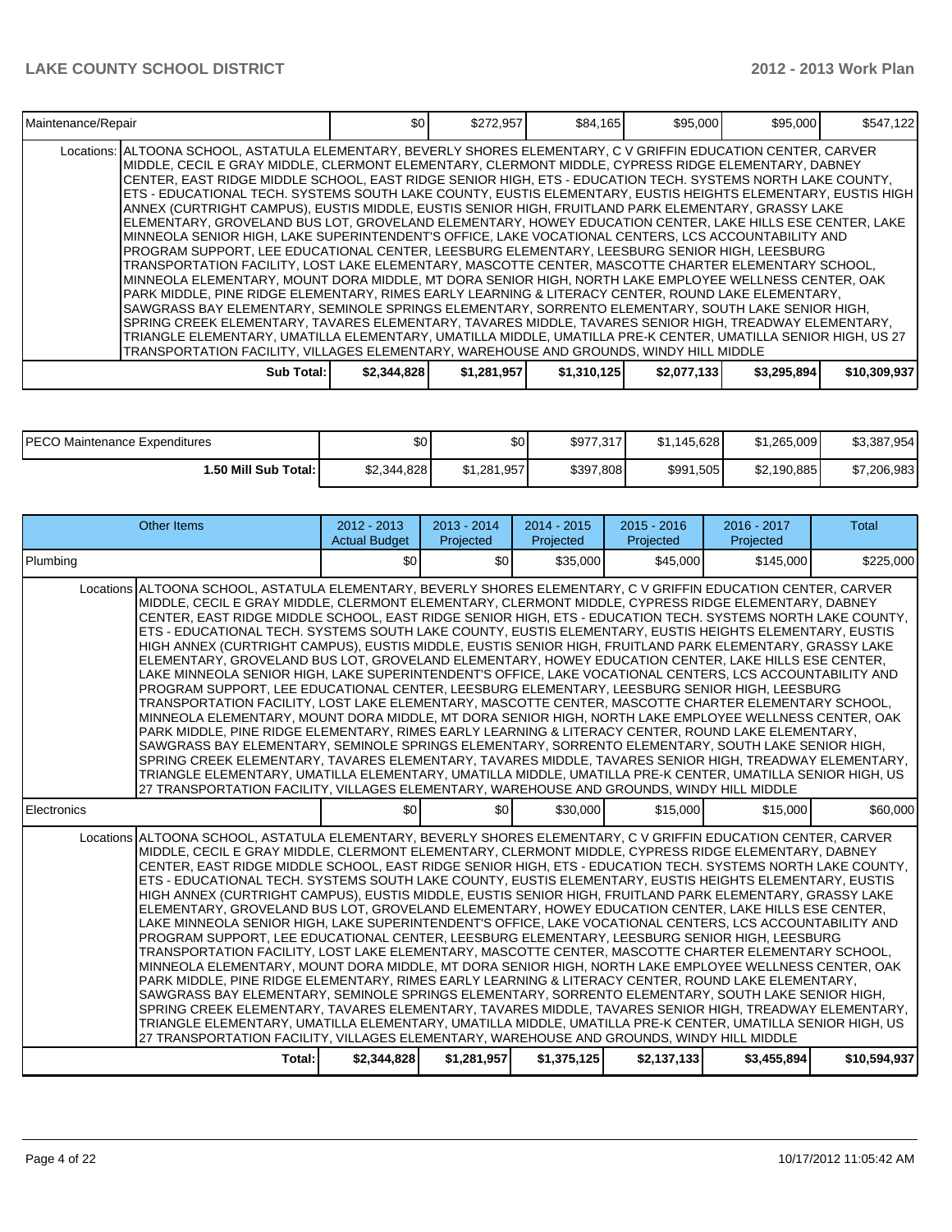| Maintenance/Repair | | $0 | $272,957 | $84,165 | $95,000 | $95,000 | $547,122 |
|---|---|---|---|---|---|---|---|
| | Locations: ALTOONA SCHOOL, ASTATULA ELEMENTARY, BEVERLY SHORES ELEMENTARY, C V GRIFFIN EDUCATION CENTER, CARVER MIDDLE, CECIL E GRAY MIDDLE, CLERMONT ELEMENTARY, CLERMONT MIDDLE, CYPRESS RIDGE ELEMENTARY, DABNEY CENTER, EAST RIDGE MIDDLE SCHOOL, EAST RIDGE SENIOR HIGH, ETS - EDUCATIONAL TECH. SYSTEMS NORTH LAKE COUNTY, ETS - EDUCATIONAL TECH. SYSTEMS SOUTH LAKE COUNTY, EUSTIS ELEMENTARY, EUSTIS HEIGHTS ELEMENTARY, EUSTIS HIGH ANNEX (CURTRIGHT CAMPUS), EUSTIS MIDDLE, EUSTIS SENIOR HIGH, FRUITLAND PARK ELEMENTARY, GRASSY LAKE ELEMENTARY, GROVELAND BUS LOT, GROVELAND ELEMENTARY, HOWEY EDUCATION CENTER, LAKE HILLS ESE CENTER, LAKE MINNEOLA SENIOR HIGH, LAKE SUPERINTENDENT'S OFFICE, LAKE VOCATIONAL CENTERS, LCS ACCOUNTABILITY AND PROGRAM SUPPORT, LEE EDUCATIONAL CENTER, LEESBURG ELEMENTARY, LEESBURG SENIOR HIGH, LEESBURG TRANSPORTATION FACILITY, LOST LAKE ELEMENTARY, MASCOTTE CENTER, MASCOTTE CHARTER ELEMENTARY SCHOOL, MINNEOLA ELEMENTARY, MOUNT DORA MIDDLE, MT DORA SENIOR HIGH, NORTH LAKE EMPLOYEE WELLNESS CENTER, OAK PARK MIDDLE, PINE RIDGE ELEMENTARY, RIMES EARLY LEARNING & LITERACY CENTER, ROUND LAKE ELEMENTARY, SAWGRASS BAY ELEMENTARY, SEMINOLE SPRINGS ELEMENTARY, SORRENTO ELEMENTARY, SOUTH LAKE SENIOR HIGH, SPRING CREEK ELEMENTARY, TAVARES ELEMENTARY, TAVARES MIDDLE, TAVARES SENIOR HIGH, TREADWAY ELEMENTARY, TRIANGLE ELEMENTARY, UMATILLA ELEMENTARY, UMATILLA MIDDLE, UMATILLA PRE-K CENTER, UMATILLA SENIOR HIGH, US 27 TRANSPORTATION FACILITY, VILLAGES ELEMENTARY, WAREHOUSE AND GROUNDS, WINDY HILL MIDDLE | | | | | | |
| | **Sub Total:** | **$2,344,828** | **$1,281,957** | **$1,310,125** | **$2,077,133** | **$3,295,894** | **$10,309,937** |

| | | | | | | |
|---|---|---|---|---|---|---|
| PECO Maintenance Expenditures | $0 | $0 | $977,317 | $1,145,628 | $1,265,009 | $3,387,954 |
| **1.50 Mill Sub Total:** | $2,344,828 | $1,281,957 | $397,808 | $991,505 | $2,190,885 | $7,206,983 |

| Other Items | | 2012 - 2013 Actual Budget | 2013 - 2014 Projected | 2014 - 2015 Projected | 2015 - 2016 Projected | 2016 - 2017 Projected | Total |
|---|---|---|---|---|---|---|---|
| Plumbing | | $0 | $0 | $35,000 | $45,000 | $145,000 | $225,000 |
| | Locations ALTOONA SCHOOL, ASTATULA ELEMENTARY, BEVERLY SHORES ELEMENTARY, C V GRIFFIN EDUCATION CENTER, CARVER MIDDLE, CECIL E GRAY MIDDLE, CLERMONT ELEMENTARY, CLERMONT MIDDLE, CYPRESS RIDGE ELEMENTARY, DABNEY CENTER, EAST RIDGE MIDDLE SCHOOL, EAST RIDGE SENIOR HIGH, ETS - EDUCATIONAL TECH. SYSTEMS NORTH LAKE COUNTY, ETS - EDUCATIONAL TECH. SYSTEMS SOUTH LAKE COUNTY, EUSTIS ELEMENTARY, EUSTIS HEIGHTS ELEMENTARY, EUSTIS HIGH ANNEX (CURTRIGHT CAMPUS), EUSTIS MIDDLE, EUSTIS SENIOR HIGH, FRUITLAND PARK ELEMENTARY, GRASSY LAKE ELEMENTARY, GROVELAND BUS LOT, GROVELAND ELEMENTARY, HOWEY EDUCATION CENTER, LAKE HILLS ESE CENTER, LAKE MINNEOLA SENIOR HIGH, LAKE SUPERINTENDENT'S OFFICE, LAKE VOCATIONAL CENTERS, LCS ACCOUNTABILITY AND PROGRAM SUPPORT, LEE EDUCATIONAL CENTER, LEESBURG ELEMENTARY, LEESBURG SENIOR HIGH, LEESBURG TRANSPORTATION FACILITY, LOST LAKE ELEMENTARY, MASCOTTE CENTER, MASCOTTE CHARTER ELEMENTARY SCHOOL, MINNEOLA ELEMENTARY, MOUNT DORA MIDDLE, MT DORA SENIOR HIGH, NORTH LAKE EMPLOYEE WELLNESS CENTER, OAK PARK MIDDLE, PINE RIDGE ELEMENTARY, RIMES EARLY LEARNING & LITERACY CENTER, ROUND LAKE ELEMENTARY, SAWGRASS BAY ELEMENTARY, SEMINOLE SPRINGS ELEMENTARY, SORRENTO ELEMENTARY, SOUTH LAKE SENIOR HIGH, SPRING CREEK ELEMENTARY, TAVARES ELEMENTARY, TAVARES MIDDLE, TAVARES SENIOR HIGH, TREADWAY ELEMENTARY, TRIANGLE ELEMENTARY, UMATILLA ELEMENTARY, UMATILLA MIDDLE, UMATILLA PRE-K CENTER, UMATILLA SENIOR HIGH, US 27 TRANSPORTATION FACILITY, VILLAGES ELEMENTARY, WAREHOUSE AND GROUNDS, WINDY HILL MIDDLE | | | | | | |
| Electronics | | $0 | $0 | $30,000 | $15,000 | $15,000 | $60,000 |
| | Locations ALTOONA SCHOOL, ASTATULA ELEMENTARY, BEVERLY SHORES ELEMENTARY, C V GRIFFIN EDUCATION CENTER, CARVER MIDDLE, CECIL E GRAY MIDDLE, CLERMONT ELEMENTARY, CLERMONT MIDDLE, CYPRESS RIDGE ELEMENTARY, DABNEY CENTER, EAST RIDGE MIDDLE SCHOOL, EAST RIDGE SENIOR HIGH, ETS - EDUCATIONAL TECH. SYSTEMS NORTH LAKE COUNTY, ETS - EDUCATIONAL TECH. SYSTEMS SOUTH LAKE COUNTY, EUSTIS ELEMENTARY, EUSTIS HEIGHTS ELEMENTARY, EUSTIS HIGH ANNEX (CURTRIGHT CAMPUS), EUSTIS MIDDLE, EUSTIS SENIOR HIGH, FRUITLAND PARK ELEMENTARY, GRASSY LAKE ELEMENTARY, GROVELAND BUS LOT, GROVELAND ELEMENTARY, HOWEY EDUCATION CENTER, LAKE HILLS ESE CENTER, LAKE MINNEOLA SENIOR HIGH, LAKE SUPERINTENDENT'S OFFICE, LAKE VOCATIONAL CENTERS, LCS ACCOUNTABILITY AND PROGRAM SUPPORT, LEE EDUCATIONAL CENTER, LEESBURG ELEMENTARY, LEESBURG SENIOR HIGH, LEESBURG TRANSPORTATION FACILITY, LOST LAKE ELEMENTARY, MASCOTTE CENTER, MASCOTTE CHARTER ELEMENTARY SCHOOL, MINNEOLA ELEMENTARY, MOUNT DORA MIDDLE, MT DORA SENIOR HIGH, NORTH LAKE EMPLOYEE WELLNESS CENTER, OAK PARK MIDDLE, PINE RIDGE ELEMENTARY, RIMES EARLY LEARNING & LITERACY CENTER, ROUND LAKE ELEMENTARY, SAWGRASS BAY ELEMENTARY, SEMINOLE SPRINGS ELEMENTARY, SORRENTO ELEMENTARY, SOUTH LAKE SENIOR HIGH, SPRING CREEK ELEMENTARY, TAVARES ELEMENTARY, TAVARES MIDDLE, TAVARES SENIOR HIGH, TREADWAY ELEMENTARY, TRIANGLE ELEMENTARY, UMATILLA ELEMENTARY, UMATILLA MIDDLE, UMATILLA PRE-K CENTER, UMATILLA SENIOR HIGH, US 27 TRANSPORTATION FACILITY, VILLAGES ELEMENTARY, WAREHOUSE AND GROUNDS, WINDY HILL MIDDLE | | | | | | |
| | **Total:** | **$2,344,828** | **$1,281,957** | **$1,375,125** | **$2,137,133** | **$3,455,894** | **$10,594,937** |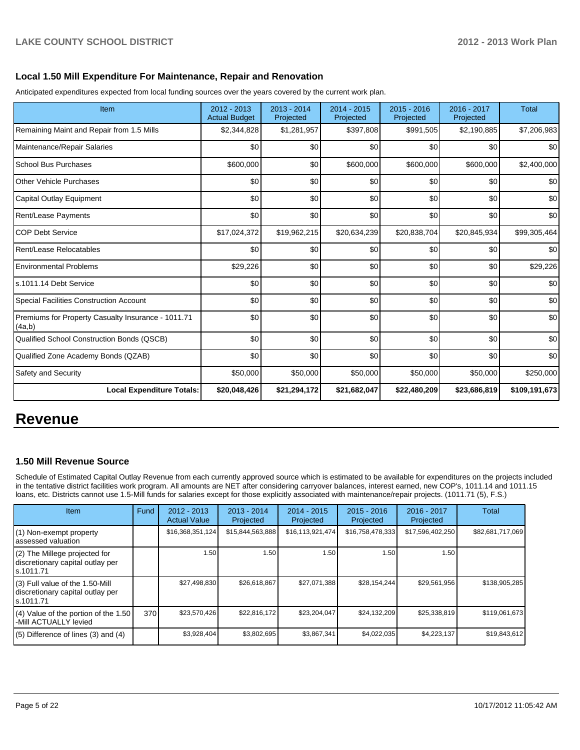### Local 1.50 Mill Expenditure For Maintenance, Repair and Renovation

Anticipated expenditures expected from local funding sources over the years covered by the current work plan.

| Item | 2012 - 2013 Actual Budget | 2013 - 2014 Projected | 2014 - 2015 Projected | 2015 - 2016 Projected | 2016 - 2017 Projected | Total |
|---|---|---|---|---|---|---|
| Remaining Maint and Repair from 1.5 Mills | $2,344,828 | $1,281,957 | $397,808 | $991,505 | $2,190,885 | $7,206,983 |
| Maintenance/Repair Salaries | $0 | $0 | $0 | $0 | $0 | $0 |
| School Bus Purchases | $600,000 | $0 | $600,000 | $600,000 | $600,000 | $2,400,000 |
| Other Vehicle Purchases | $0 | $0 | $0 | $0 | $0 | $0 |
| Capital Outlay Equipment | $0 | $0 | $0 | $0 | $0 | $0 |
| Rent/Lease Payments | $0 | $0 | $0 | $0 | $0 | $0 |
| COP Debt Service | $17,024,372 | $19,962,215 | $20,634,239 | $20,838,704 | $20,845,934 | $99,305,464 |
| Rent/Lease Relocatables | $0 | $0 | $0 | $0 | $0 | $0 |
| Environmental Problems | $29,226 | $0 | $0 | $0 | $0 | $29,226 |
| s.1011.14 Debt Service | $0 | $0 | $0 | $0 | $0 | $0 |
| Special Facilities Construction Account | $0 | $0 | $0 | $0 | $0 | $0 |
| Premiums for Property Casualty Insurance - 1011.71 (4a,b) | $0 | $0 | $0 | $0 | $0 | $0 |
| Qualified School Construction Bonds (QSCB) | $0 | $0 | $0 | $0 | $0 | $0 |
| Qualified Zone Academy Bonds (QZAB) | $0 | $0 | $0 | $0 | $0 | $0 |
| Safety and Security | $50,000 | $50,000 | $50,000 | $50,000 | $50,000 | $250,000 |
| **Local Expenditure Totals:** | **$20,048,426** | **$21,294,172** | **$21,682,047** | **$22,480,209** | **$23,686,819** | **$109,191,673** |

# Revenue

### 1.50 Mill Revenue Source

Schedule of Estimated Capital Outlay Revenue from each currently approved source which is estimated to be available for expenditures on the projects included in the tentative district facilities work program. All amounts are NET after considering carryover balances, interest earned, new COP's, 1011.14 and 1011.15 loans, etc. Districts cannot use 1.5-Mill funds for salaries except for those explicitly associated with maintenance/repair projects. (1011.71 (5), F.S.)

| Item | Fund | 2012 - 2013 Actual Value | 2013 - 2014 Projected | 2014 - 2015 Projected | 2015 - 2016 Projected | 2016 - 2017 Projected | Total |
|---|---|---|---|---|---|---|---|
| (1) Non-exempt property assessed valuation | | $16,368,351,124 | $15,844,563,888 | $16,113,921,474 | $16,758,478,333 | $17,596,402,250 | $82,681,717,069 |
| (2) The Millege projected for discretionary capital outlay per s.1011.71 | | 1.50 | 1.50 | 1.50 | 1.50 | 1.50 | |
| (3) Full value of the 1.50-Mill discretionary capital outlay per s.1011.71 | | $27,498,830 | $26,618,867 | $27,071,388 | $28,154,244 | $29,561,956 | $138,905,285 |
| (4) Value of the portion of the 1.50 -Mill ACTUALLY levied | 370 | $23,570,426 | $22,816,172 | $23,204,047 | $24,132,209 | $25,338,819 | $119,061,673 |
| (5) Difference of lines (3) and (4) | | $3,928,404 | $3,802,695 | $3,867,341 | $4,022,035 | $4,223,137 | $19,843,612 |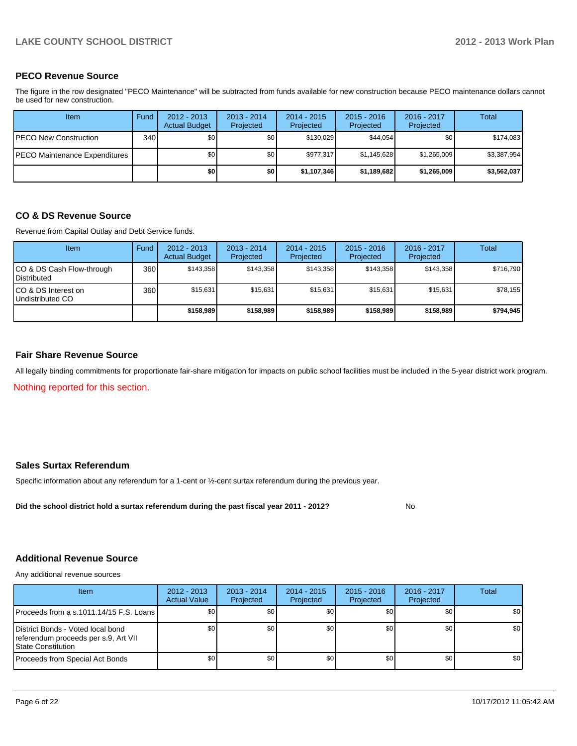## PECO Revenue Source

The figure in the row designated "PECO Maintenance" will be subtracted from funds available for new construction because PECO maintenance dollars cannot be used for new construction.

| Item | Fund | 2012 - 2013 Actual Budget | 2013 - 2014 Projected | 2014 - 2015 Projected | 2015 - 2016 Projected | 2016 - 2017 Projected | Total |
|---|---|---|---|---|---|---|---|
| PECO New Construction | 340 | $0 | $0 | $130,029 | $44,054 | $0 | $174,083 |
| PECO Maintenance Expenditures | | $0 | $0 | $977,317 | $1,145,628 | $1,265,009 | $3,387,954 |
| | | **$0** | **$0** | **$1,107,346** | **$1,189,682** | **$1,265,009** | **$3,562,037** |

## CO & DS Revenue Source

Revenue from Capital Outlay and Debt Service funds.

| Item | Fund | 2012 - 2013 Actual Budget | 2013 - 2014 Projected | 2014 - 2015 Projected | 2015 - 2016 Projected | 2016 - 2017 Projected | Total |
|---|---|---|---|---|---|---|---|
| CO & DS Cash Flow-through Distributed | 360 | $143,358 | $143,358 | $143,358 | $143,358 | $143,358 | $716,790 |
| CO & DS Interest on Undistributed CO | 360 | $15,631 | $15,631 | $15,631 | $15,631 | $15,631 | $78,155 |
| | | **$158,989** | **$158,989** | **$158,989** | **$158,989** | **$158,989** | **$794,945** |

## Fair Share Revenue Source

All legally binding commitments for proportionate fair-share mitigation for impacts on public school facilities must be included in the 5-year district work program.

Nothing reported for this section.

## Sales Surtax Referendum

Specific information about any referendum for a 1-cent or ½-cent surtax referendum during the previous year.

**Did the school district hold a surtax referendum during the past fiscal year 2011 - 2012?** No

## Additional Revenue Source

Any additional revenue sources

| Item | 2012 - 2013 Actual Value | 2013 - 2014 Projected | 2014 - 2015 Projected | 2015 - 2016 Projected | 2016 - 2017 Projected | Total |
|---|---|---|---|---|---|---|
| Proceeds from a s.1011.14/15 F.S. Loans | $0 | $0 | $0 | $0 | $0 | $0 |
| District Bonds - Voted local bond referendum proceeds per s.9, Art VII State Constitution | $0 | $0 | $0 | $0 | $0 | $0 |
| Proceeds from Special Act Bonds | $0 | $0 | $0 | $0 | $0 | $0 |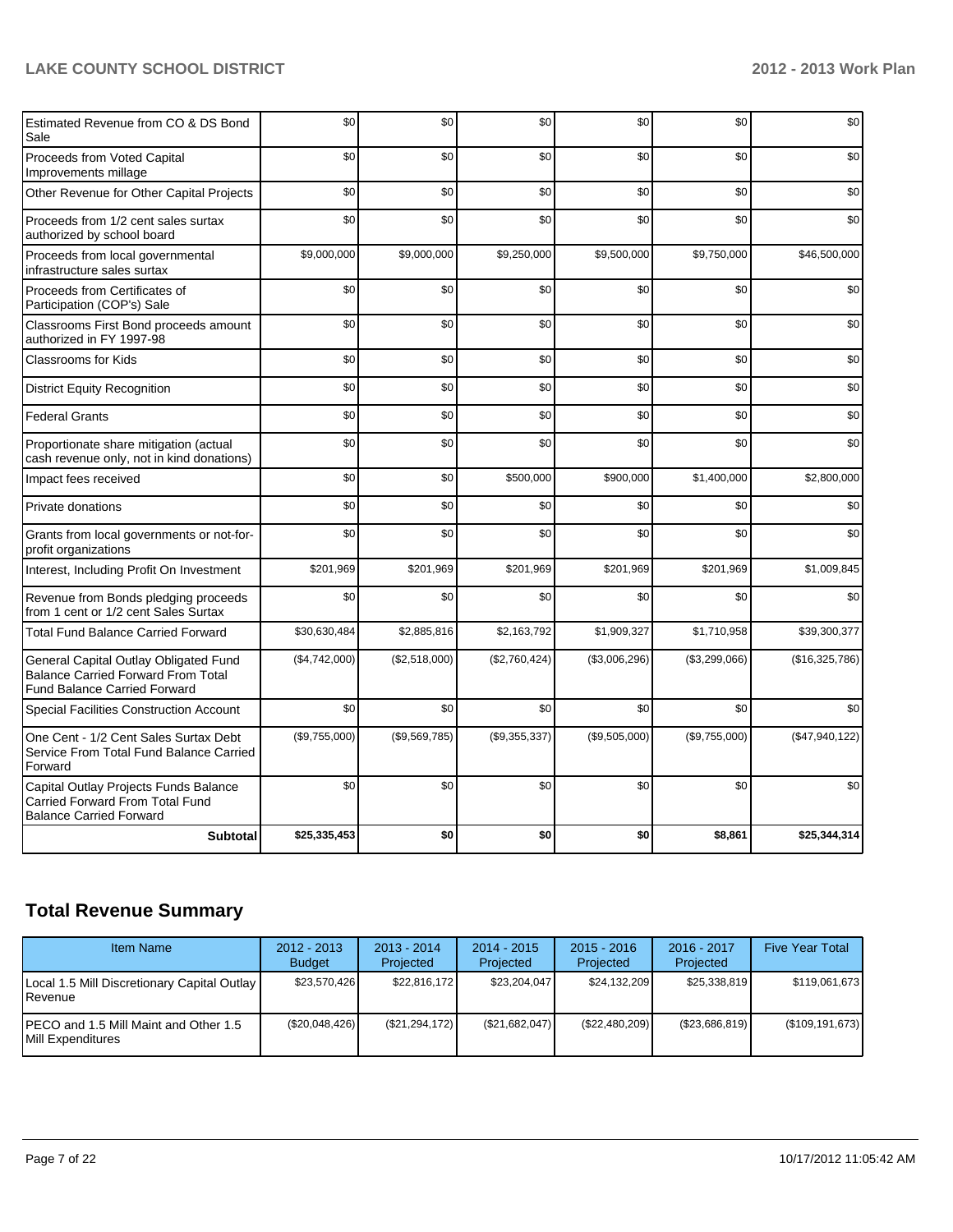| | | | | | | |
|---|---|---|---|---|---|---|
| Estimated Revenue from CO & DS Bond Sale | $0 | $0 | $0 | $0 | $0 | $0 |
| Proceeds from Voted Capital Improvements millage | $0 | $0 | $0 | $0 | $0 | $0 |
| Other Revenue for Other Capital Projects | $0 | $0 | $0 | $0 | $0 | $0 |
| Proceeds from 1/2 cent sales surtax authorized by school board | $0 | $0 | $0 | $0 | $0 | $0 |
| Proceeds from local governmental infrastructure sales surtax | $9,000,000 | $9,000,000 | $9,250,000 | $9,500,000 | $9,750,000 | $46,500,000 |
| Proceeds from Certificates of Participation (COP's) Sale | $0 | $0 | $0 | $0 | $0 | $0 |
| Classrooms First Bond proceeds amount authorized in FY 1997-98 | $0 | $0 | $0 | $0 | $0 | $0 |
| Classrooms for Kids | $0 | $0 | $0 | $0 | $0 | $0 |
| District Equity Recognition | $0 | $0 | $0 | $0 | $0 | $0 |
| Federal Grants | $0 | $0 | $0 | $0 | $0 | $0 |
| Proportionate share mitigation (actual cash revenue only, not in kind donations) | $0 | $0 | $0 | $0 | $0 | $0 |
| Impact fees received | $0 | $0 | $500,000 | $900,000 | $1,400,000 | $2,800,000 |
| Private donations | $0 | $0 | $0 | $0 | $0 | $0 |
| Grants from local governments or not-for-profit organizations | $0 | $0 | $0 | $0 | $0 | $0 |
| Interest, Including Profit On Investment | $201,969 | $201,969 | $201,969 | $201,969 | $201,969 | $1,009,845 |
| Revenue from Bonds pledging proceeds from 1 cent or 1/2 cent Sales Surtax | $0 | $0 | $0 | $0 | $0 | $0 |
| Total Fund Balance Carried Forward | $30,630,484 | $2,885,816 | $2,163,792 | $1,909,327 | $1,710,958 | $39,300,377 |
| General Capital Outlay Obligated Fund Balance Carried Forward From Total Fund Balance Carried Forward | ($4,742,000) | ($2,518,000) | ($2,760,424) | ($3,006,296) | ($3,299,066) | ($16,325,786) |
| Special Facilities Construction Account | $0 | $0 | $0 | $0 | $0 | $0 |
| One Cent - 1/2 Cent Sales Surtax Debt Service From Total Fund Balance Carried Forward | ($9,755,000) | ($9,569,785) | ($9,355,337) | ($9,505,000) | ($9,755,000) | ($47,940,122) |
| Capital Outlay Projects Funds Balance Carried Forward From Total Fund Balance Carried Forward | $0 | $0 | $0 | $0 | $0 | $0 |
| **Subtotal** | **$25,335,453** | **$0** | **$0** | **$0** | **$8,861** | **$25,344,314** |

## Total Revenue Summary

| Item Name | 2012 - 2013 Budget | 2013 - 2014 Projected | 2014 - 2015 Projected | 2015 - 2016 Projected | 2016 - 2017 Projected | Five Year Total |
|---|---|---|---|---|---|---|
| Local 1.5 Mill Discretionary Capital Outlay Revenue | $23,570,426 | $22,816,172 | $23,204,047 | $24,132,209 | $25,338,819 | $119,061,673 |
| PECO and 1.5 Mill Maint and Other 1.5 Mill Expenditures | ($20,048,426) | ($21,294,172) | ($21,682,047) | ($22,480,209) | ($23,686,819) | ($109,191,673) |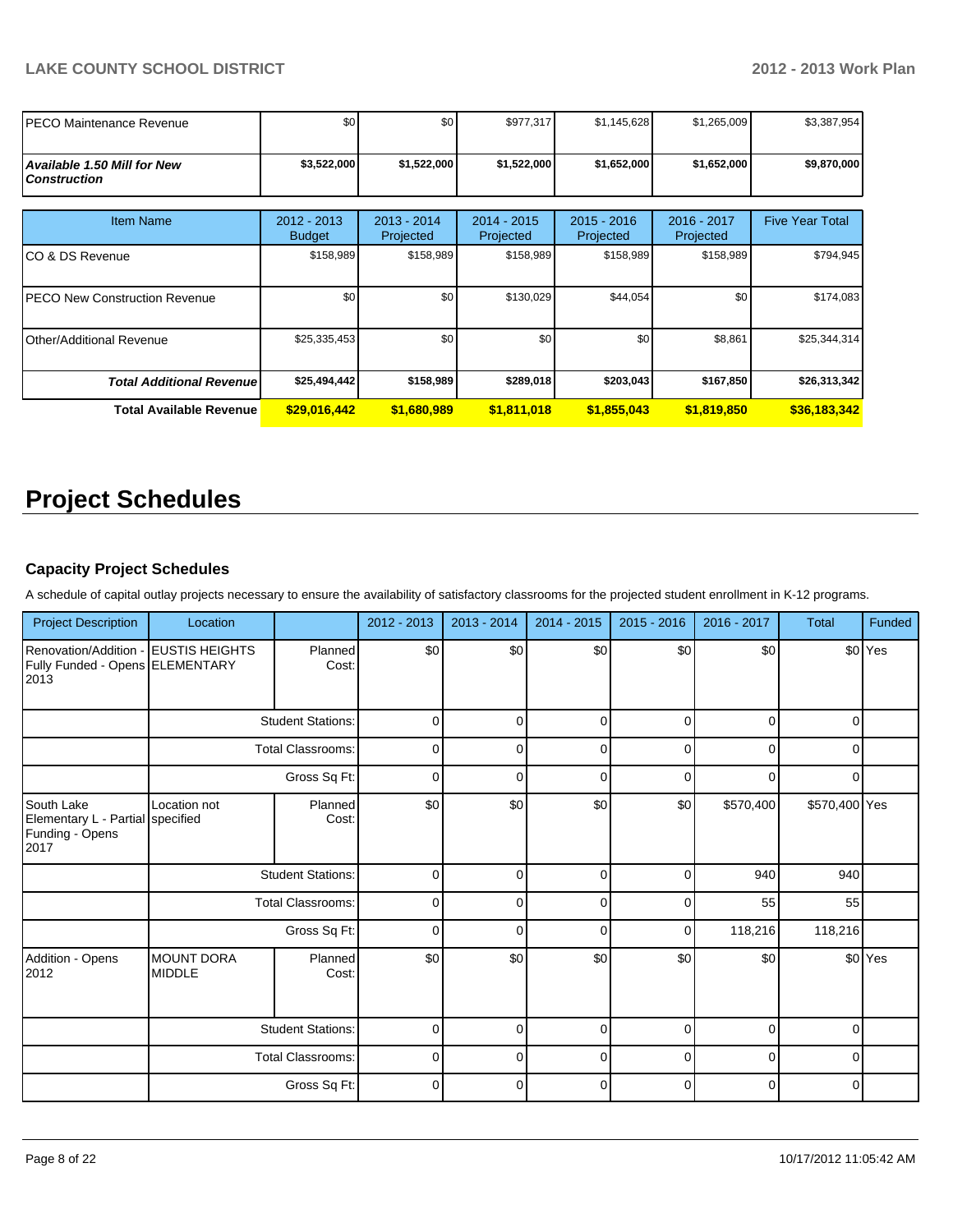| | | | | | | |
|---|---|---|---|---|---|---|
| PECO Maintenance Revenue | $0 | $0 | $977,317 | $1,145,628 | $1,265,009 | $3,387,954 |
| ***Available 1.50 Mill for New Construction*** | **$3,522,000** | **$1,522,000** | **$1,522,000** | **$1,652,000** | **$1,652,000** | **$9,870,000** |

| Item Name | 2012 - 2013 Budget | 2013 - 2014 Projected | 2014 - 2015 Projected | 2015 - 2016 Projected | 2016 - 2017 Projected | Five Year Total |
|---|---|---|---|---|---|---|
| CO & DS Revenue | $158,989 | $158,989 | $158,989 | $158,989 | $158,989 | $794,945 |
| PECO New Construction Revenue | $0 | $0 | $130,029 | $44,054 | $0 | $174,083 |
| Other/Additional Revenue | $25,335,453 | $0 | $0 | $0 | $8,861 | $25,344,314 |
| ***Total Additional Revenue*** | **$25,494,442** | **$158,989** | **$289,018** | **$203,043** | **$167,850** | **$26,313,342** |
| **Total Available Revenue** | **$29,016,442** | **$1,680,989** | **$1,811,018** | **$1,855,043** | **$1,819,850** | **$36,183,342** |

# Project Schedules

### Capacity Project Schedules

A schedule of capital outlay projects necessary to ensure the availability of satisfactory classrooms for the projected student enrollment in K-12 programs.

| Project Description | Location | | 2012 - 2013 | 2013 - 2014 | 2014 - 2015 | 2015 - 2016 | 2016 - 2017 | Total | Funded |
|---|---|---|---|---|---|---|---|---|---|
| Renovation/Addition - Fully Funded - Opens 2013 | EUSTIS HEIGHTS ELEMENTARY | Planned Cost: | $0 | $0 | $0 | $0 | $0 | $0 | Yes |
| | | Student Stations: | 0 | 0 | 0 | 0 | 0 | 0 | |
| | | Total Classrooms: | 0 | 0 | 0 | 0 | 0 | 0 | |
| | | Gross Sq Ft: | 0 | 0 | 0 | 0 | 0 | 0 | |
| South Lake Elementary L - Partial Funding - Opens 2017 | Location not specified | Planned Cost: | $0 | $0 | $0 | $0 | $570,400 | $570,400 | Yes |
| | | Student Stations: | 0 | 0 | 0 | 0 | 940 | 940 | |
| | | Total Classrooms: | 0 | 0 | 0 | 0 | 55 | 55 | |
| | | Gross Sq Ft: | 0 | 0 | 0 | 0 | 118,216 | 118,216 | |
| Addition - Opens 2012 | MOUNT DORA MIDDLE | Planned Cost: | $0 | $0 | $0 | $0 | $0 | $0 | Yes |
| | | Student Stations: | 0 | 0 | 0 | 0 | 0 | 0 | |
| | | Total Classrooms: | 0 | 0 | 0 | 0 | 0 | 0 | |
| | | Gross Sq Ft: | 0 | 0 | 0 | 0 | 0 | 0 | |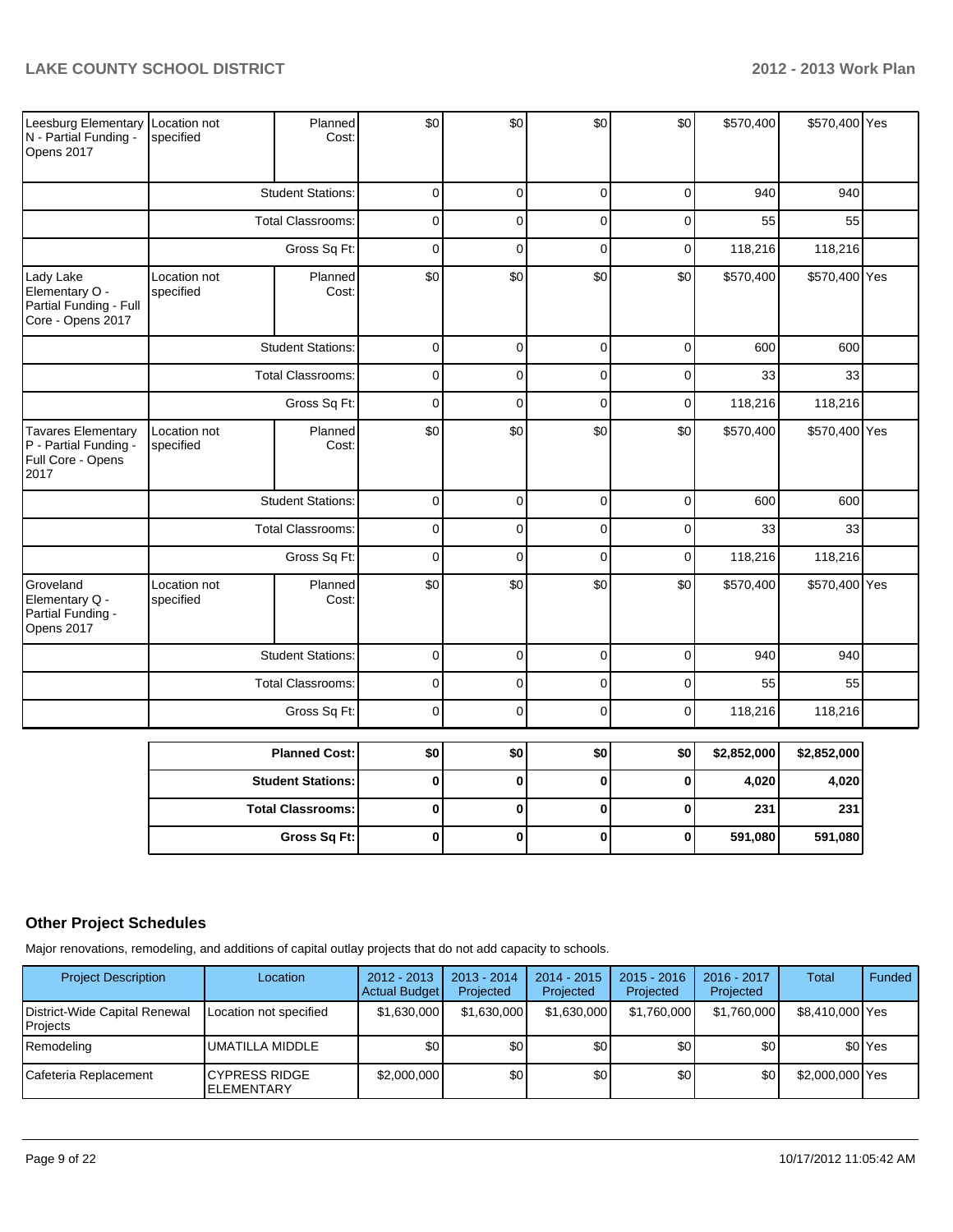| | | | | | | | | | |
|---|---|---|---|---|---|---|---|---|---|
| Leesburg Elementary N - Partial Funding - Opens 2017 | Location not specified | Planned Cost: | $0 | $0 | $0 | $0 | $570,400 | $570,400 | Yes |
| | | Student Stations: | 0 | 0 | 0 | 0 | 940 | 940 | |
| | | Total Classrooms: | 0 | 0 | 0 | 0 | 55 | 55 | |
| | | Gross Sq Ft: | 0 | 0 | 0 | 0 | 118,216 | 118,216 | |
| Lady Lake Elementary O - Partial Funding - Full Core - Opens 2017 | Location not specified | Planned Cost: | $0 | $0 | $0 | $0 | $570,400 | $570,400 | Yes |
| | | Student Stations: | 0 | 0 | 0 | 0 | 600 | 600 | |
| | | Total Classrooms: | 0 | 0 | 0 | 0 | 33 | 33 | |
| | | Gross Sq Ft: | 0 | 0 | 0 | 0 | 118,216 | 118,216 | |
| Tavares Elementary P - Partial Funding - Full Core - Opens 2017 | Location not specified | Planned Cost: | $0 | $0 | $0 | $0 | $570,400 | $570,400 | Yes |
| | | Student Stations: | 0 | 0 | 0 | 0 | 600 | 600 | |
| | | Total Classrooms: | 0 | 0 | 0 | 0 | 33 | 33 | |
| | | Gross Sq Ft: | 0 | 0 | 0 | 0 | 118,216 | 118,216 | |
| Groveland Elementary Q - Partial Funding - Opens 2017 | Location not specified | Planned Cost: | $0 | $0 | $0 | $0 | $570,400 | $570,400 | Yes |
| | | Student Stations: | 0 | 0 | 0 | 0 | 940 | 940 | |
| | | Total Classrooms: | 0 | 0 | 0 | 0 | 55 | 55 | |
| | | Gross Sq Ft: | 0 | 0 | 0 | 0 | 118,216 | 118,216 | |

| | | | | | | |
|---|---|---|---|---|---|---|
| **Planned Cost:** | **$0** | **$0** | **$0** | **$0** | **$2,852,000** | **$2,852,000** |
| **Student Stations:** | **0** | **0** | **0** | **0** | **4,020** | **4,020** |
| **Total Classrooms:** | **0** | **0** | **0** | **0** | **231** | **231** |
| **Gross Sq Ft:** | **0** | **0** | **0** | **0** | **591,080** | **591,080** |

## Other Project Schedules

Major renovations, remodeling, and additions of capital outlay projects that do not add capacity to schools.

| Project Description | Location | 2012 - 2013 Actual Budget | 2013 - 2014 Projected | 2014 - 2015 Projected | 2015 - 2016 Projected | 2016 - 2017 Projected | Total | Funded |
|---|---|---|---|---|---|---|---|---|
| District-Wide Capital Renewal Projects | Location not specified | $1,630,000 | $1,630,000 | $1,630,000 | $1,760,000 | $1,760,000 | $8,410,000 | Yes |
| Remodeling | UMATILLA MIDDLE | $0 | $0 | $0 | $0 | $0 | $0 | Yes |
| Cafeteria Replacement | CYPRESS RIDGE ELEMENTARY | $2,000,000 | $0 | $0 | $0 | $0 | $2,000,000 | Yes |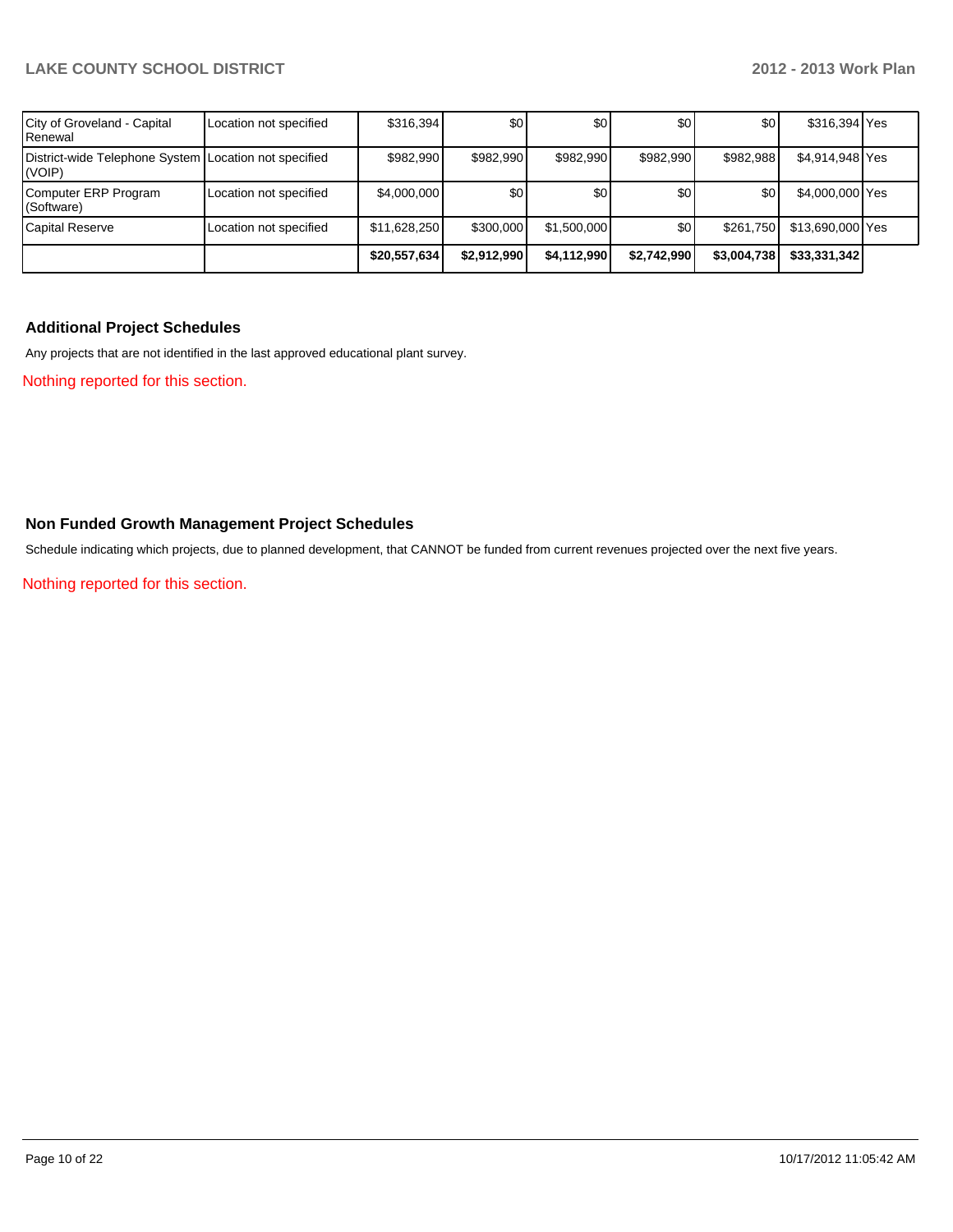| | | | | | | | | |
|---|---|---|---|---|---|---|---|---|
| City of Groveland - Capital Renewal | Location not specified | $316,394 | $0 | $0 | $0 | $0 | $316,394 | Yes |
| District-wide Telephone System (VOIP) | Location not specified | $982,990 | $982,990 | $982,990 | $982,990 | $982,988 | $4,914,948 | Yes |
| Computer ERP Program (Software) | Location not specified | $4,000,000 | $0 | $0 | $0 | $0 | $4,000,000 | Yes |
| Capital Reserve | Location not specified | $11,628,250 | $300,000 | $1,500,000 | $0 | $261,750 | $13,690,000 | Yes |
| | | **$20,557,634** | **$2,912,990** | **$4,112,990** | **$2,742,990** | **$3,004,738** | **$33,331,342** | |

### Additional Project Schedules

Any projects that are not identified in the last approved educational plant survey.

Nothing reported for this section.

### Non Funded Growth Management Project Schedules

Schedule indicating which projects, due to planned development, that CANNOT be funded from current revenues projected over the next five years.

Nothing reported for this section.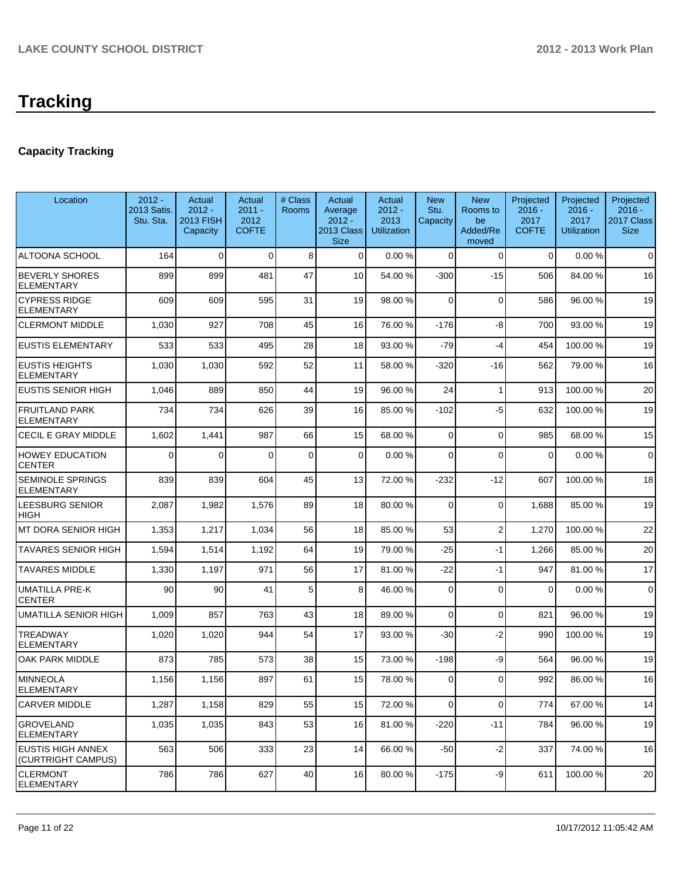# Tracking

## Capacity Tracking

| Location | 2012 - 2013 Satis. Stu. Sta. | Actual 2012 - 2013 FISH Capacity | Actual 2011 - 2012 COFTE | # Class Rooms | Actual Average 2012 - 2013 Class Size | Actual 2012 - 2013 Utilization | New Stu. Capacity | New Rooms to be Added/Removed | Projected 2016 - 2017 COFTE | Projected 2016 - 2017 Utilization | Projected 2016 - 2017 Class Size |
|---|---|---|---|---|---|---|---|---|---|---|---|
| ALTOONA SCHOOL | 164 | 0 | 0 | 8 | 0 | 0.00 % | 0 | 0 | 0 | 0.00 % | 0 |
| BEVERLY SHORES ELEMENTARY | 899 | 899 | 481 | 47 | 10 | 54.00 % | -300 | -15 | 506 | 84.00 % | 16 |
| CYPRESS RIDGE ELEMENTARY | 609 | 609 | 595 | 31 | 19 | 98.00 % | 0 | 0 | 586 | 96.00 % | 19 |
| CLERMONT MIDDLE | 1,030 | 927 | 708 | 45 | 16 | 76.00 % | -176 | -8 | 700 | 93.00 % | 19 |
| EUSTIS ELEMENTARY | 533 | 533 | 495 | 28 | 18 | 93.00 % | -79 | -4 | 454 | 100.00 % | 19 |
| EUSTIS HEIGHTS ELEMENTARY | 1,030 | 1,030 | 592 | 52 | 11 | 58.00 % | -320 | -16 | 562 | 79.00 % | 16 |
| EUSTIS SENIOR HIGH | 1,046 | 889 | 850 | 44 | 19 | 96.00 % | 24 | 1 | 913 | 100.00 % | 20 |
| FRUITLAND PARK ELEMENTARY | 734 | 734 | 626 | 39 | 16 | 85.00 % | -102 | -5 | 632 | 100.00 % | 19 |
| CECIL E GRAY MIDDLE | 1,602 | 1,441 | 987 | 66 | 15 | 68.00 % | 0 | 0 | 985 | 68.00 % | 15 |
| HOWEY EDUCATION CENTER | 0 | 0 | 0 | 0 | 0 | 0.00 % | 0 | 0 | 0 | 0.00 % | 0 |
| SEMINOLE SPRINGS ELEMENTARY | 839 | 839 | 604 | 45 | 13 | 72.00 % | -232 | -12 | 607 | 100.00 % | 18 |
| LEESBURG SENIOR HIGH | 2,087 | 1,982 | 1,576 | 89 | 18 | 80.00 % | 0 | 0 | 1,688 | 85.00 % | 19 |
| MT DORA SENIOR HIGH | 1,353 | 1,217 | 1,034 | 56 | 18 | 85.00 % | 53 | 2 | 1,270 | 100.00 % | 22 |
| TAVARES SENIOR HIGH | 1,594 | 1,514 | 1,192 | 64 | 19 | 79.00 % | -25 | -1 | 1,266 | 85.00 % | 20 |
| TAVARES MIDDLE | 1,330 | 1,197 | 971 | 56 | 17 | 81.00 % | -22 | -1 | 947 | 81.00 % | 17 |
| UMATILLA PRE-K CENTER | 90 | 90 | 41 | 5 | 8 | 46.00 % | 0 | 0 | 0 | 0.00 % | 0 |
| UMATILLA SENIOR HIGH | 1,009 | 857 | 763 | 43 | 18 | 89.00 % | 0 | 0 | 821 | 96.00 % | 19 |
| TREADWAY ELEMENTARY | 1,020 | 1,020 | 944 | 54 | 17 | 93.00 % | -30 | -2 | 990 | 100.00 % | 19 |
| OAK PARK MIDDLE | 873 | 785 | 573 | 38 | 15 | 73.00 % | -198 | -9 | 564 | 96.00 % | 19 |
| MINNEOLA ELEMENTARY | 1,156 | 1,156 | 897 | 61 | 15 | 78.00 % | 0 | 0 | 992 | 86.00 % | 16 |
| CARVER MIDDLE | 1,287 | 1,158 | 829 | 55 | 15 | 72.00 % | 0 | 0 | 774 | 67.00 % | 14 |
| GROVELAND ELEMENTARY | 1,035 | 1,035 | 843 | 53 | 16 | 81.00 % | -220 | -11 | 784 | 96.00 % | 19 |
| EUSTIS HIGH ANNEX (CURTRIGHT CAMPUS) | 563 | 506 | 333 | 23 | 14 | 66.00 % | -50 | -2 | 337 | 74.00 % | 16 |
| CLERMONT ELEMENTARY | 786 | 786 | 627 | 40 | 16 | 80.00 % | -175 | -9 | 611 | 100.00 % | 20 |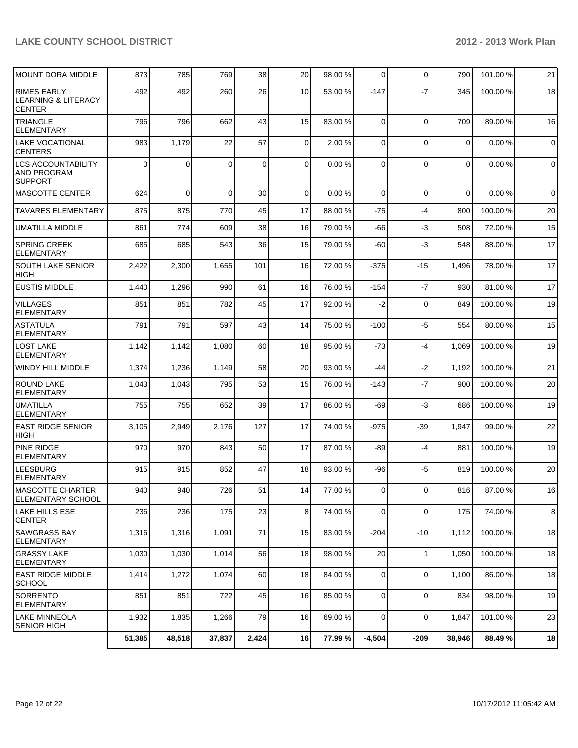| | | | | | | | | | | |
|---|---|---|---|---|---|---|---|---|---|---|
| MOUNT DORA MIDDLE | 873 | 785 | 769 | 38 | 20 | 98.00 % | 0 | 0 | 790 | 101.00 % | 21 |
| RIMES EARLY LEARNING & LITERACY CENTER | 492 | 492 | 260 | 26 | 10 | 53.00 % | -147 | -7 | 345 | 100.00 % | 18 |
| TRIANGLE ELEMENTARY | 796 | 796 | 662 | 43 | 15 | 83.00 % | 0 | 0 | 709 | 89.00 % | 16 |
| LAKE VOCATIONAL CENTERS | 983 | 1,179 | 22 | 57 | 0 | 2.00 % | 0 | 0 | 0 | 0.00 % | 0 |
| LCS ACCOUNTABILITY AND PROGRAM SUPPORT | 0 | 0 | 0 | 0 | 0 | 0.00 % | 0 | 0 | 0 | 0.00 % | 0 |
| MASCOTTE CENTER | 624 | 0 | 0 | 30 | 0 | 0.00 % | 0 | 0 | 0 | 0.00 % | 0 |
| TAVARES ELEMENTARY | 875 | 875 | 770 | 45 | 17 | 88.00 % | -75 | -4 | 800 | 100.00 % | 20 |
| UMATILLA MIDDLE | 861 | 774 | 609 | 38 | 16 | 79.00 % | -66 | -3 | 508 | 72.00 % | 15 |
| SPRING CREEK ELEMENTARY | 685 | 685 | 543 | 36 | 15 | 79.00 % | -60 | -3 | 548 | 88.00 % | 17 |
| SOUTH LAKE SENIOR HIGH | 2,422 | 2,300 | 1,655 | 101 | 16 | 72.00 % | -375 | -15 | 1,496 | 78.00 % | 17 |
| EUSTIS MIDDLE | 1,440 | 1,296 | 990 | 61 | 16 | 76.00 % | -154 | -7 | 930 | 81.00 % | 17 |
| VILLAGES ELEMENTARY | 851 | 851 | 782 | 45 | 17 | 92.00 % | -2 | 0 | 849 | 100.00 % | 19 |
| ASTATULA ELEMENTARY | 791 | 791 | 597 | 43 | 14 | 75.00 % | -100 | -5 | 554 | 80.00 % | 15 |
| LOST LAKE ELEMENTARY | 1,142 | 1,142 | 1,080 | 60 | 18 | 95.00 % | -73 | -4 | 1,069 | 100.00 % | 19 |
| WINDY HILL MIDDLE | 1,374 | 1,236 | 1,149 | 58 | 20 | 93.00 % | -44 | -2 | 1,192 | 100.00 % | 21 |
| ROUND LAKE ELEMENTARY | 1,043 | 1,043 | 795 | 53 | 15 | 76.00 % | -143 | -7 | 900 | 100.00 % | 20 |
| UMATILLA ELEMENTARY | 755 | 755 | 652 | 39 | 17 | 86.00 % | -69 | -3 | 686 | 100.00 % | 19 |
| EAST RIDGE SENIOR HIGH | 3,105 | 2,949 | 2,176 | 127 | 17 | 74.00 % | -975 | -39 | 1,947 | 99.00 % | 22 |
| PINE RIDGE ELEMENTARY | 970 | 970 | 843 | 50 | 17 | 87.00 % | -89 | -4 | 881 | 100.00 % | 19 |
| LEESBURG ELEMENTARY | 915 | 915 | 852 | 47 | 18 | 93.00 % | -96 | -5 | 819 | 100.00 % | 20 |
| MASCOTTE CHARTER ELEMENTARY SCHOOL | 940 | 940 | 726 | 51 | 14 | 77.00 % | 0 | 0 | 816 | 87.00 % | 16 |
| LAKE HILLS ESE CENTER | 236 | 236 | 175 | 23 | 8 | 74.00 % | 0 | 0 | 175 | 74.00 % | 8 |
| SAWGRASS BAY ELEMENTARY | 1,316 | 1,316 | 1,091 | 71 | 15 | 83.00 % | -204 | -10 | 1,112 | 100.00 % | 18 |
| GRASSY LAKE ELEMENTARY | 1,030 | 1,030 | 1,014 | 56 | 18 | 98.00 % | 20 | 1 | 1,050 | 100.00 % | 18 |
| EAST RIDGE MIDDLE SCHOOL | 1,414 | 1,272 | 1,074 | 60 | 18 | 84.00 % | 0 | 0 | 1,100 | 86.00 % | 18 |
| SORRENTO ELEMENTARY | 851 | 851 | 722 | 45 | 16 | 85.00 % | 0 | 0 | 834 | 98.00 % | 19 |
| LAKE MINNEOLA SENIOR HIGH | 1,932 | 1,835 | 1,266 | 79 | 16 | 69.00 % | 0 | 0 | 1,847 | 101.00 % | 23 |
| | **51,385** | **48,518** | **37,837** | **2,424** | **16** | **77.99 %** | **-4,504** | **-209** | **38,946** | **88.49 %** | **18** |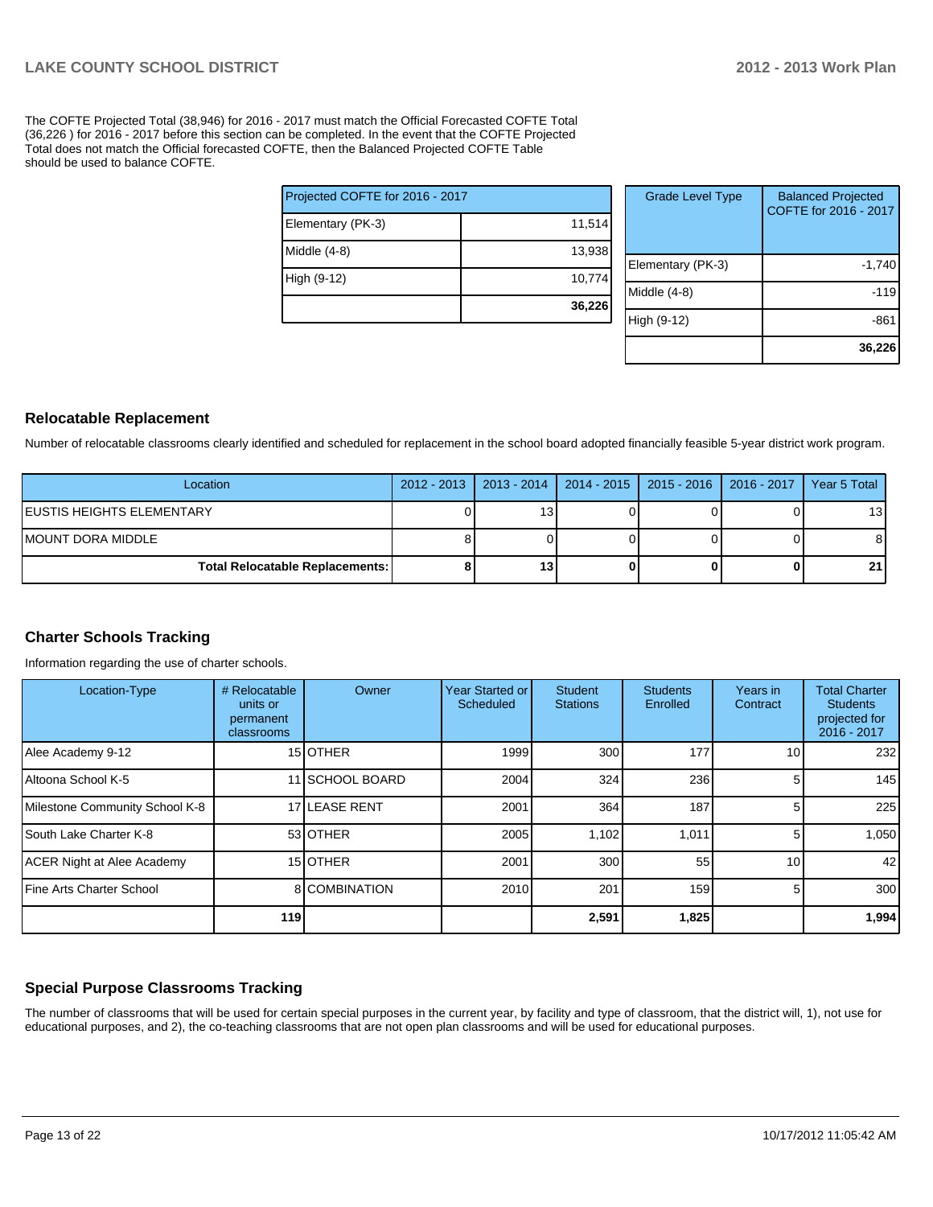The COFTE Projected Total (38,946) for 2016 - 2017 must match the Official Forecasted COFTE Total (36,226 ) for 2016 - 2017 before this section can be completed. In the event that the COFTE Projected Total does not match the Official forecasted COFTE, then the Balanced Projected COFTE Table should be used to balance COFTE.

| Projected COFTE for 2016 - 2017 | |
|---|---|
| Elementary (PK-3) | 11,514 |
| Middle (4-8) | 13,938 |
| High (9-12) | 10,774 |
| | **36,226** |

| Grade Level Type | Balanced Projected COFTE for 2016 - 2017 |
|---|---|
| Elementary (PK-3) | -1,740 |
| Middle (4-8) | -119 |
| High (9-12) | -861 |
| | **36,226** |

## Relocatable Replacement

Number of relocatable classrooms clearly identified and scheduled for replacement in the school board adopted financially feasible 5-year district work program.

| Location | 2012 - 2013 | 2013 - 2014 | 2014 - 2015 | 2015 - 2016 | 2016 - 2017 | Year 5 Total |
|---|---|---|---|---|---|---|
| EUSTIS HEIGHTS ELEMENTARY | 0 | 13 | 0 | 0 | 0 | 13 |
| MOUNT DORA MIDDLE | 8 | 0 | 0 | 0 | 0 | 8 |
| **Total Relocatable Replacements:** | **8** | **13** | **0** | **0** | **0** | **21** |

## Charter Schools Tracking

Information regarding the use of charter schools.

| Location-Type | # Relocatable units or permanent classrooms | Owner | Year Started or Scheduled | Student Stations | Students Enrolled | Years in Contract | Total Charter Students projected for 2016 - 2017 |
|---|---|---|---|---|---|---|---|
| Alee Academy 9-12 | 15 | OTHER | 1999 | 300 | 177 | 10 | 232 |
| Altoona School K-5 | 11 | SCHOOL BOARD | 2004 | 324 | 236 | 5 | 145 |
| Milestone Community School K-8 | 17 | LEASE RENT | 2001 | 364 | 187 | 5 | 225 |
| South Lake Charter K-8 | 53 | OTHER | 2005 | 1,102 | 1,011 | 5 | 1,050 |
| ACER Night at Alee Academy | 15 | OTHER | 2001 | 300 | 55 | 10 | 42 |
| Fine Arts Charter School | 8 | COMBINATION | 2010 | 201 | 159 | 5 | 300 |
| | **119** | | | **2,591** | **1,825** | | **1,994** |

## Special Purpose Classrooms Tracking

The number of classrooms that will be used for certain special purposes in the current year, by facility and type of classroom, that the district will, 1), not use for educational purposes, and 2), the co-teaching classrooms that are not open plan classrooms and will be used for educational purposes.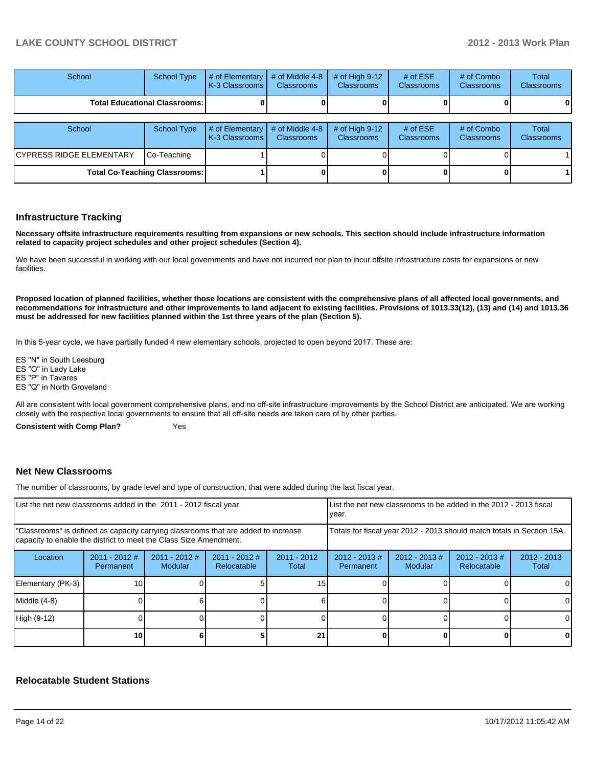| School | School Type | # of Elementary K-3 Classrooms | # of Middle 4-8 Classrooms | # of High 9-12 Classrooms | # of ESE Classrooms | # of Combo Classrooms | Total Classrooms |
|---|---|---|---|---|---|---|---|
| Total Educational Classrooms: | | 0 | 0 | 0 | 0 | 0 | 0 |

| School | School Type | # of Elementary K-3 Classrooms | # of Middle 4-8 Classrooms | # of High 9-12 Classrooms | # of ESE Classrooms | # of Combo Classrooms | Total Classrooms |
|---|---|---|---|---|---|---|---|
| CYPRESS RIDGE ELEMENTARY | Co-Teaching | 1 | 0 | 0 | 0 | 0 | 1 |
| Total Co-Teaching Classrooms: | | 1 | 0 | 0 | 0 | 0 | 1 |

## Infrastructure Tracking

**Necessary offsite infrastructure requirements resulting from expansions or new schools. This section should include infrastructure information related to capacity project schedules and other project schedules (Section 4).**

We have been successful in working with our local governments and have not incurred nor plan to incur offsite infrastructure costs for expansions or new facilities.

**Proposed location of planned facilities, whether those locations are consistent with the comprehensive plans of all affected local governments, and recommendations for infrastructure and other improvements to land adjacent to existing facilities. Provisions of 1013.33(12), (13) and (14) and 1013.36 must be addressed for new facilities planned within the 1st three years of the plan (Section 5).**

In this 5-year cycle, we have partially funded 4 new elementary schools, projected to open beyond 2017. These are:

ES "N" in South Leesburg
ES "O" in Lady Lake
ES "P" in Tavares
ES "Q" in North Groveland

All are consistent with local government comprehensive plans, and no off-site infrastructure improvements by the School District are anticipated. We are working closely with the respective local governments to ensure that all off-site needs are taken care of by other parties.

**Consistent with Comp Plan?** Yes

## Net New Classrooms

The number of classrooms, by grade level and type of construction, that were added during the last fiscal year.

| List the net new classrooms added in the 2011 - 2012 fiscal year. | | | | | List the net new classrooms to be added in the 2012 - 2013 fiscal year. | | | |
|---|---|---|---|---|---|---|---|---|
| "Classrooms" is defined as capacity carrying classrooms that are added to increase capacity to enable the district to meet the Class Size Amendment. | | | | | Totals for fiscal year 2012 - 2013 should match totals in Section 15A. | | | |
| Location | 2011 - 2012 # Permanent | 2011 - 2012 # Modular | 2011 - 2012 # Relocatable | 2011 - 2012 Total | 2012 - 2013 # Permanent | 2012 - 2013 # Modular | 2012 - 2013 # Relocatable | 2012 - 2013 Total |
| Elementary (PK-3) | 10 | 0 | 5 | 15 | 0 | 0 | 0 | 0 |
| Middle (4-8) | 0 | 6 | 0 | 6 | 0 | 0 | 0 | 0 |
| High (9-12) | 0 | 0 | 0 | 0 | 0 | 0 | 0 | 0 |
| | 10 | 6 | 5 | 21 | 0 | 0 | 0 | 0 |

## Relocatable Student Stations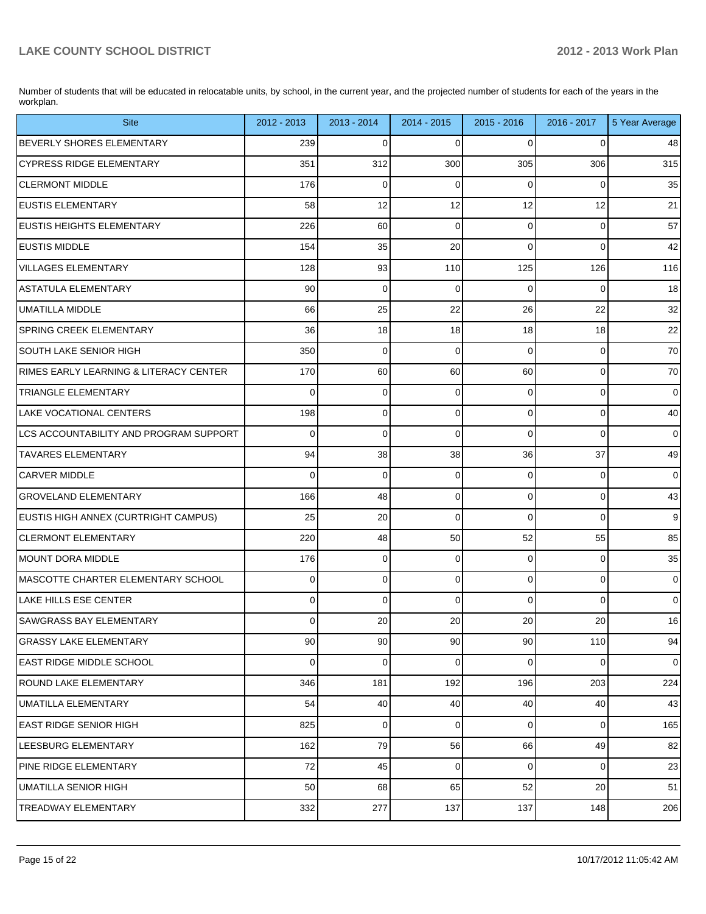Number of students that will be educated in relocatable units, by school, in the current year, and the projected number of students for each of the years in the workplan.

| Site | 2012 - 2013 | 2013 - 2014 | 2014 - 2015 | 2015 - 2016 | 2016 - 2017 | 5 Year Average |
|---|---|---|---|---|---|---|
| BEVERLY SHORES ELEMENTARY | 239 | 0 | 0 | 0 | 0 | 48 |
| CYPRESS RIDGE ELEMENTARY | 351 | 312 | 300 | 305 | 306 | 315 |
| CLERMONT MIDDLE | 176 | 0 | 0 | 0 | 0 | 35 |
| EUSTIS ELEMENTARY | 58 | 12 | 12 | 12 | 12 | 21 |
| EUSTIS HEIGHTS ELEMENTARY | 226 | 60 | 0 | 0 | 0 | 57 |
| EUSTIS MIDDLE | 154 | 35 | 20 | 0 | 0 | 42 |
| VILLAGES ELEMENTARY | 128 | 93 | 110 | 125 | 126 | 116 |
| ASTATULA ELEMENTARY | 90 | 0 | 0 | 0 | 0 | 18 |
| UMATILLA MIDDLE | 66 | 25 | 22 | 26 | 22 | 32 |
| SPRING CREEK ELEMENTARY | 36 | 18 | 18 | 18 | 18 | 22 |
| SOUTH LAKE SENIOR HIGH | 350 | 0 | 0 | 0 | 0 | 70 |
| RIMES EARLY LEARNING & LITERACY CENTER | 170 | 60 | 60 | 60 | 0 | 70 |
| TRIANGLE ELEMENTARY | 0 | 0 | 0 | 0 | 0 | 0 |
| LAKE VOCATIONAL CENTERS | 198 | 0 | 0 | 0 | 0 | 40 |
| LCS ACCOUNTABILITY AND PROGRAM SUPPORT | 0 | 0 | 0 | 0 | 0 | 0 |
| TAVARES ELEMENTARY | 94 | 38 | 38 | 36 | 37 | 49 |
| CARVER MIDDLE | 0 | 0 | 0 | 0 | 0 | 0 |
| GROVELAND ELEMENTARY | 166 | 48 | 0 | 0 | 0 | 43 |
| EUSTIS HIGH ANNEX (CURTRIGHT CAMPUS) | 25 | 20 | 0 | 0 | 0 | 9 |
| CLERMONT ELEMENTARY | 220 | 48 | 50 | 52 | 55 | 85 |
| MOUNT DORA MIDDLE | 176 | 0 | 0 | 0 | 0 | 35 |
| MASCOTTE CHARTER ELEMENTARY SCHOOL | 0 | 0 | 0 | 0 | 0 | 0 |
| LAKE HILLS ESE CENTER | 0 | 0 | 0 | 0 | 0 | 0 |
| SAWGRASS BAY ELEMENTARY | 0 | 20 | 20 | 20 | 20 | 16 |
| GRASSY LAKE ELEMENTARY | 90 | 90 | 90 | 90 | 110 | 94 |
| EAST RIDGE MIDDLE SCHOOL | 0 | 0 | 0 | 0 | 0 | 0 |
| ROUND LAKE ELEMENTARY | 346 | 181 | 192 | 196 | 203 | 224 |
| UMATILLA ELEMENTARY | 54 | 40 | 40 | 40 | 40 | 43 |
| EAST RIDGE SENIOR HIGH | 825 | 0 | 0 | 0 | 0 | 165 |
| LEESBURG ELEMENTARY | 162 | 79 | 56 | 66 | 49 | 82 |
| PINE RIDGE ELEMENTARY | 72 | 45 | 0 | 0 | 0 | 23 |
| UMATILLA SENIOR HIGH | 50 | 68 | 65 | 52 | 20 | 51 |
| TREADWAY ELEMENTARY | 332 | 277 | 137 | 137 | 148 | 206 |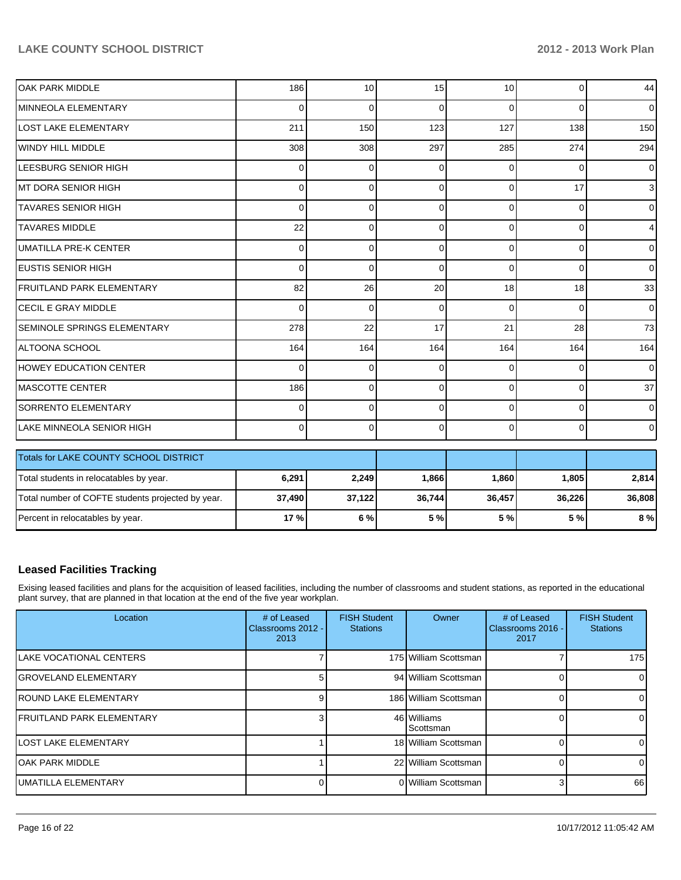| OAK PARK MIDDLE | 186 | 10 | 15 | 10 | 0 | 44 |
|---|---|---|---|---|---|---|
| MINNEOLA ELEMENTARY | 0 | 0 | 0 | 0 | 0 | 0 |
| LOST LAKE ELEMENTARY | 211 | 150 | 123 | 127 | 138 | 150 |
| WINDY HILL MIDDLE | 308 | 308 | 297 | 285 | 274 | 294 |
| LEESBURG SENIOR HIGH | 0 | 0 | 0 | 0 | 0 | 0 |
| MT DORA SENIOR HIGH | 0 | 0 | 0 | 0 | 17 | 3 |
| TAVARES SENIOR HIGH | 0 | 0 | 0 | 0 | 0 | 0 |
| TAVARES MIDDLE | 22 | 0 | 0 | 0 | 0 | 4 |
| UMATILLA PRE-K CENTER | 0 | 0 | 0 | 0 | 0 | 0 |
| EUSTIS SENIOR HIGH | 0 | 0 | 0 | 0 | 0 | 0 |
| FRUITLAND PARK ELEMENTARY | 82 | 26 | 20 | 18 | 18 | 33 |
| CECIL E GRAY MIDDLE | 0 | 0 | 0 | 0 | 0 | 0 |
| SEMINOLE SPRINGS ELEMENTARY | 278 | 22 | 17 | 21 | 28 | 73 |
| ALTOONA SCHOOL | 164 | 164 | 164 | 164 | 164 | 164 |
| HOWEY EDUCATION CENTER | 0 | 0 | 0 | 0 | 0 | 0 |
| MASCOTTE CENTER | 186 | 0 | 0 | 0 | 0 | 37 |
| SORRENTO ELEMENTARY | 0 | 0 | 0 | 0 | 0 | 0 |
| LAKE MINNEOLA SENIOR HIGH | 0 | 0 | 0 | 0 | 0 | 0 |

| Totals for LAKE COUNTY SCHOOL DISTRICT | | | | | | |
|---|---|---|---|---|---|---|
| Total students in relocatables by year. | **6,291** | **2,249** | **1,866** | **1,860** | **1,805** | **2,814** |
| Total number of COFTE students projected by year. | **37,490** | **37,122** | **36,744** | **36,457** | **36,226** | **36,808** |
| Percent in relocatables by year. | **17 %** | **6 %** | **5 %** | **5 %** | **5 %** | **8 %** |

## Leased Facilities Tracking

Exising leased facilities and plans for the acquisition of leased facilities, including the number of classrooms and student stations, as reported in the educational plant survey, that are planned in that location at the end of the five year workplan.

| Location | # of Leased Classrooms 2012 - 2013 | FISH Student Stations | Owner | # of Leased Classrooms 2016 - 2017 | FISH Student Stations |
|---|---|---|---|---|---|
| LAKE VOCATIONAL CENTERS | 7 | 175 | William Scottsman | 7 | 175 |
| GROVELAND ELEMENTARY | 5 | 94 | William Scottsman | 0 | 0 |
| ROUND LAKE ELEMENTARY | 9 | 186 | William Scottsman | 0 | 0 |
| FRUITLAND PARK ELEMENTARY | 3 | 46 | Williams Scottsman | 0 | 0 |
| LOST LAKE ELEMENTARY | 1 | 18 | William Scottsman | 0 | 0 |
| OAK PARK MIDDLE | 1 | 22 | William Scottsman | 0 | 0 |
| UMATILLA ELEMENTARY | 0 | 0 | William Scottsman | 3 | 66 |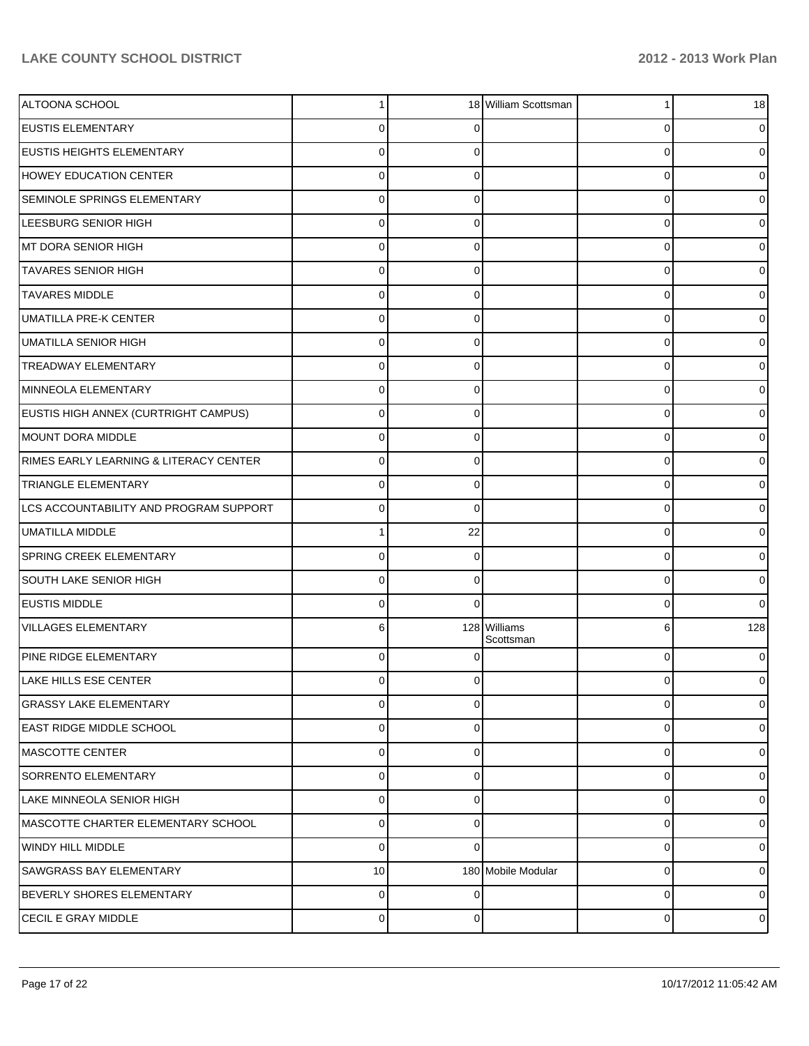| | | | | | |
|---|---|---|---|---|---|
| ALTOONA SCHOOL | 1 | 18 | William Scottsman | 1 | 18 |
| EUSTIS ELEMENTARY | 0 | 0 | | 0 | 0 |
| EUSTIS HEIGHTS ELEMENTARY | 0 | 0 | | 0 | 0 |
| HOWEY EDUCATION CENTER | 0 | 0 | | 0 | 0 |
| SEMINOLE SPRINGS ELEMENTARY | 0 | 0 | | 0 | 0 |
| LEESBURG SENIOR HIGH | 0 | 0 | | 0 | 0 |
| MT DORA SENIOR HIGH | 0 | 0 | | 0 | 0 |
| TAVARES SENIOR HIGH | 0 | 0 | | 0 | 0 |
| TAVARES MIDDLE | 0 | 0 | | 0 | 0 |
| UMATILLA PRE-K CENTER | 0 | 0 | | 0 | 0 |
| UMATILLA SENIOR HIGH | 0 | 0 | | 0 | 0 |
| TREADWAY ELEMENTARY | 0 | 0 | | 0 | 0 |
| MINNEOLA ELEMENTARY | 0 | 0 | | 0 | 0 |
| EUSTIS HIGH ANNEX (CURTRIGHT CAMPUS) | 0 | 0 | | 0 | 0 |
| MOUNT DORA MIDDLE | 0 | 0 | | 0 | 0 |
| RIMES EARLY LEARNING & LITERACY CENTER | 0 | 0 | | 0 | 0 |
| TRIANGLE ELEMENTARY | 0 | 0 | | 0 | 0 |
| LCS ACCOUNTABILITY AND PROGRAM SUPPORT | 0 | 0 | | 0 | 0 |
| UMATILLA MIDDLE | 1 | 22 | | 0 | 0 |
| SPRING CREEK ELEMENTARY | 0 | 0 | | 0 | 0 |
| SOUTH LAKE SENIOR HIGH | 0 | 0 | | 0 | 0 |
| EUSTIS MIDDLE | 0 | 0 | | 0 | 0 |
| VILLAGES ELEMENTARY | 6 | 128 | Williams Scottsman | 6 | 128 |
| PINE RIDGE ELEMENTARY | 0 | 0 | | 0 | 0 |
| LAKE HILLS ESE CENTER | 0 | 0 | | 0 | 0 |
| GRASSY LAKE ELEMENTARY | 0 | 0 | | 0 | 0 |
| EAST RIDGE MIDDLE SCHOOL | 0 | 0 | | 0 | 0 |
| MASCOTTE CENTER | 0 | 0 | | 0 | 0 |
| SORRENTO ELEMENTARY | 0 | 0 | | 0 | 0 |
| LAKE MINNEOLA SENIOR HIGH | 0 | 0 | | 0 | 0 |
| MASCOTTE CHARTER ELEMENTARY SCHOOL | 0 | 0 | | 0 | 0 |
| WINDY HILL MIDDLE | 0 | 0 | | 0 | 0 |
| SAWGRASS BAY ELEMENTARY | 10 | 180 | Mobile Modular | 0 | 0 |
| BEVERLY SHORES ELEMENTARY | 0 | 0 | | 0 | 0 |
| CECIL E GRAY MIDDLE | 0 | 0 | | 0 | 0 |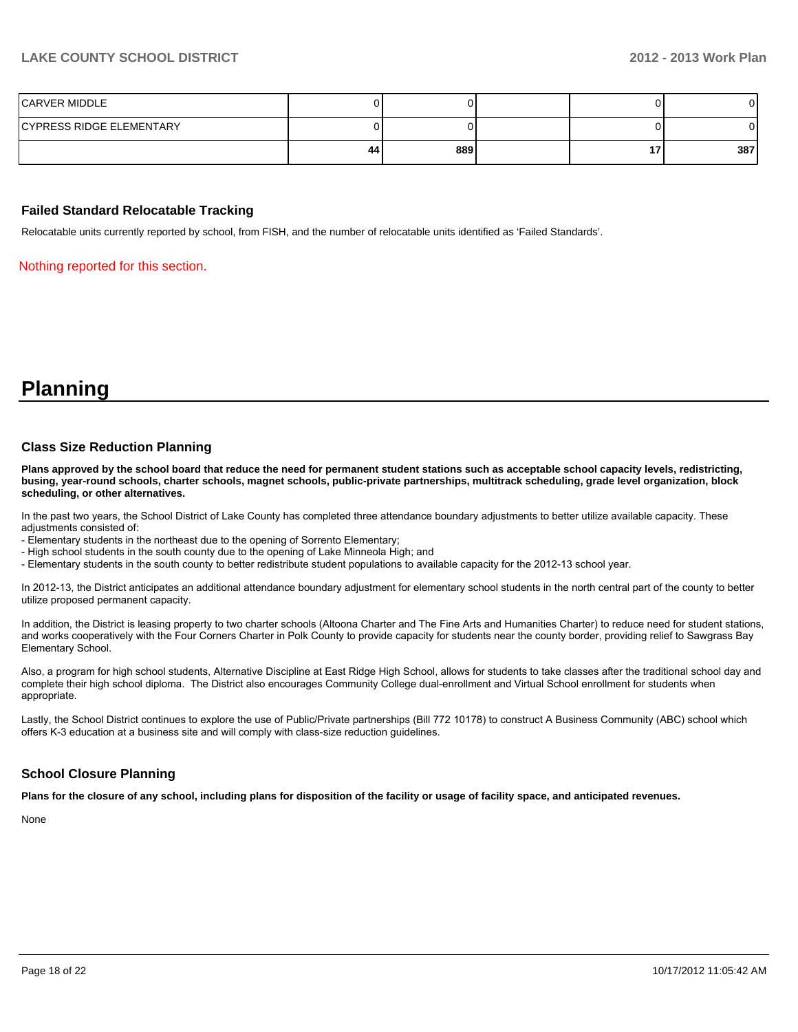| | | | | | |
|---|---|---|---|---|---|
| CARVER MIDDLE | 0 | 0 | | 0 | 0 |
| CYPRESS RIDGE ELEMENTARY | 0 | 0 | | 0 | 0 |
| | **44** | **889** | | **17** | **387** |

### Failed Standard Relocatable Tracking

Relocatable units currently reported by school, from FISH, and the number of relocatable units identified as 'Failed Standards'.

Nothing reported for this section.

# Planning

### Class Size Reduction Planning

**Plans approved by the school board that reduce the need for permanent student stations such as acceptable school capacity levels, redistricting, busing, year-round schools, charter schools, magnet schools, public-private partnerships, multitrack scheduling, grade level organization, block scheduling, or other alternatives.**

In the past two years, the School District of Lake County has completed three attendance boundary adjustments to better utilize available capacity. These adjustments consisted of:
- Elementary students in the northeast due to the opening of Sorrento Elementary;
- High school students in the south county due to the opening of Lake Minneola High; and
- Elementary students in the south county to better redistribute student populations to available capacity for the 2012-13 school year.

In 2012-13, the District anticipates an additional attendance boundary adjustment for elementary school students in the north central part of the county to better utilize proposed permanent capacity.

In addition, the District is leasing property to two charter schools (Altoona Charter and The Fine Arts and Humanities Charter) to reduce need for student stations, and works cooperatively with the Four Corners Charter in Polk County to provide capacity for students near the county border, providing relief to Sawgrass Bay Elementary School.

Also, a program for high school students, Alternative Discipline at East Ridge High School, allows for students to take classes after the traditional school day and complete their high school diploma. The District also encourages Community College dual-enrollment and Virtual School enrollment for students when appropriate.

Lastly, the School District continues to explore the use of Public/Private partnerships (Bill 772 10178) to construct A Business Community (ABC) school which offers K-3 education at a business site and will comply with class-size reduction guidelines.

### School Closure Planning

**Plans for the closure of any school, including plans for disposition of the facility or usage of facility space, and anticipated revenues.**

None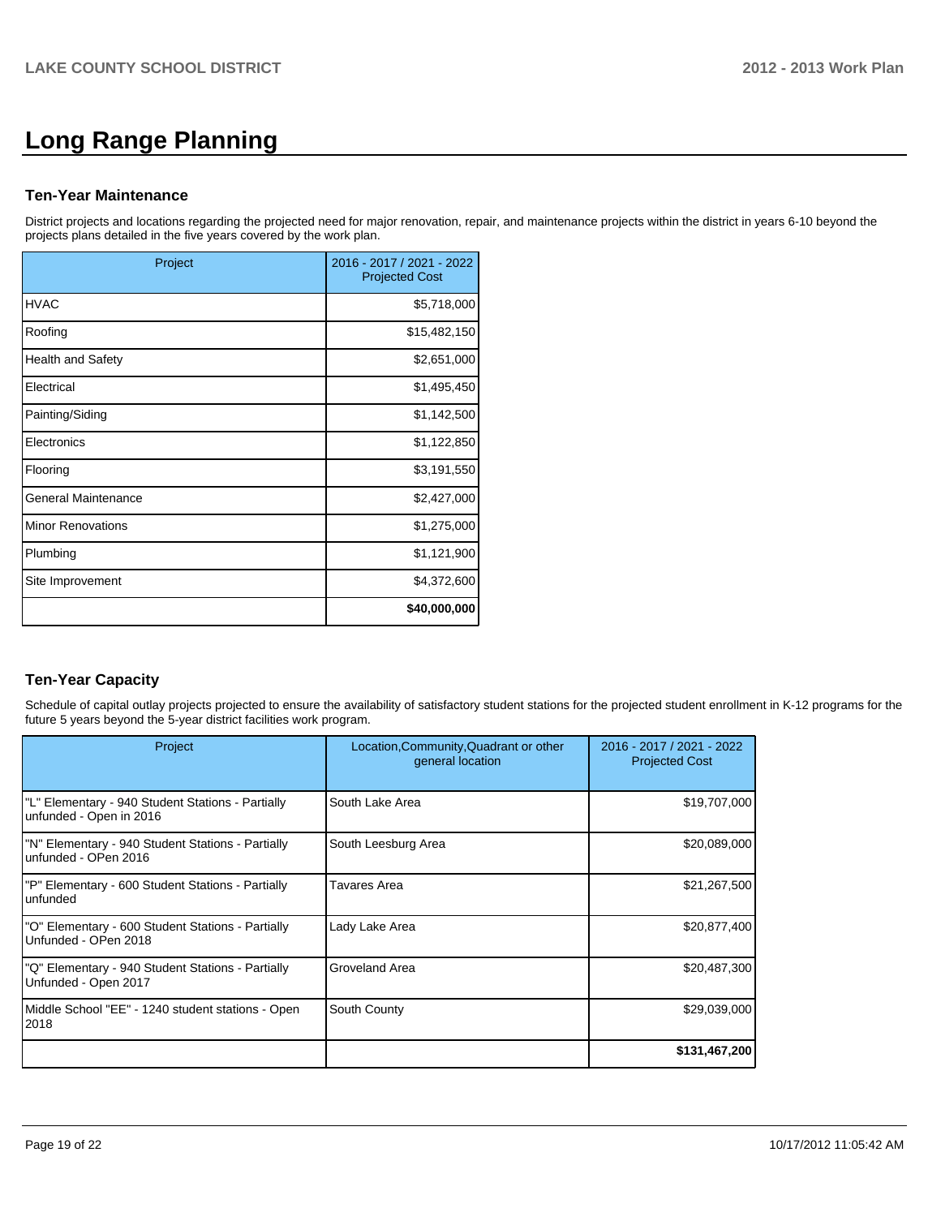# Long Range Planning

### Ten-Year Maintenance

District projects and locations regarding the projected need for major renovation, repair, and maintenance projects within the district in years 6-10 beyond the projects plans detailed in the five years covered by the work plan.

| Project | 2016 - 2017 / 2021 - 2022 Projected Cost |
|---|---|
| HVAC | $5,718,000 |
| Roofing | $15,482,150 |
| Health and Safety | $2,651,000 |
| Electrical | $1,495,450 |
| Painting/Siding | $1,142,500 |
| Electronics | $1,122,850 |
| Flooring | $3,191,550 |
| General Maintenance | $2,427,000 |
| Minor Renovations | $1,275,000 |
| Plumbing | $1,121,900 |
| Site Improvement | $4,372,600 |
| | **$40,000,000** |

### Ten-Year Capacity

Schedule of capital outlay projects projected to ensure the availability of satisfactory student stations for the projected student enrollment in K-12 programs for the future 5 years beyond the 5-year district facilities work program.

| Project | Location,Community,Quadrant or other general location | 2016 - 2017 / 2021 - 2022 Projected Cost |
|---|---|---|
| "L" Elementary - 940 Student Stations - Partially unfunded - Open in 2016 | South Lake Area | $19,707,000 |
| "N" Elementary - 940 Student Stations - Partially unfunded - OPen 2016 | South Leesburg Area | $20,089,000 |
| "P" Elementary - 600 Student Stations - Partially unfunded | Tavares Area | $21,267,500 |
| "O" Elementary - 600 Student Stations - Partially Unfunded - OPen 2018 | Lady Lake Area | $20,877,400 |
| "Q" Elementary - 940 Student Stations - Partially Unfunded - Open 2017 | Groveland Area | $20,487,300 |
| Middle School "EE" - 1240 student stations - Open 2018 | South County | $29,039,000 |
| | | **$131,467,200** |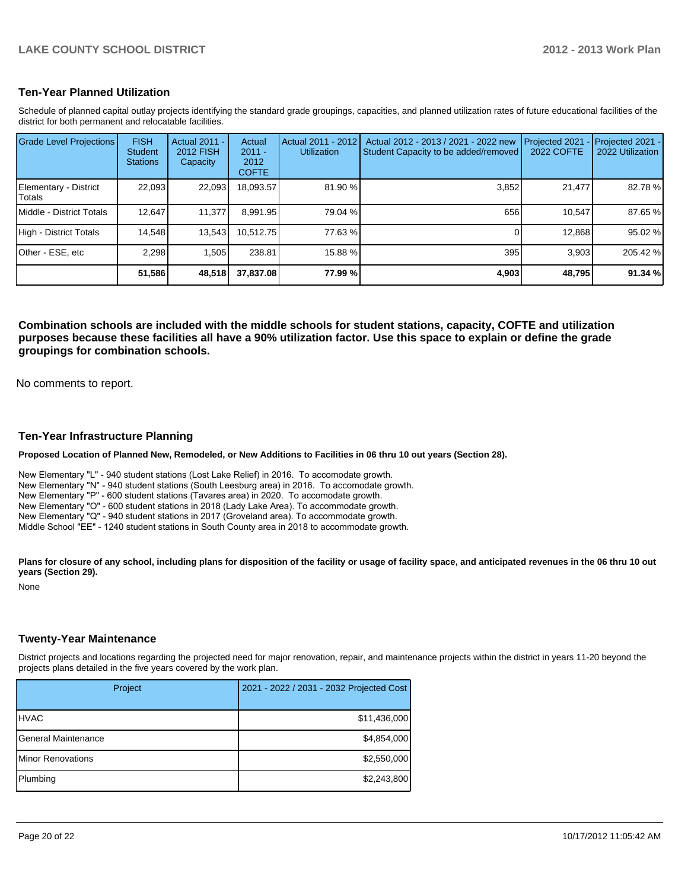## Ten-Year Planned Utilization

Schedule of planned capital outlay projects identifying the standard grade groupings, capacities, and planned utilization rates of future educational facilities of the district for both permanent and relocatable facilities.

| Grade Level Projections | FISH Student Stations | Actual 2011 - 2012 FISH Capacity | Actual 2011 - 2012 COFTE | Actual 2011 - 2012 Utilization | Actual 2012 - 2013 / 2021 - 2022 new Student Capacity to be added/removed | Projected 2021 - 2022 COFTE | Projected 2021 - 2022 Utilization |
|---|---|---|---|---|---|---|---|
| Elementary - District Totals | 22,093 | 22,093 | 18,093.57 | 81.90 % | 3,852 | 21,477 | 82.78 % |
| Middle - District Totals | 12,647 | 11,377 | 8,991.95 | 79.04 % | 656 | 10,547 | 87.65 % |
| High - District Totals | 14,548 | 13,543 | 10,512.75 | 77.63 % | 0 | 12,868 | 95.02 % |
| Other - ESE, etc | 2,298 | 1,505 | 238.81 | 15.88 % | 395 | 3,903 | 205.42 % |
| | **51,586** | **48,518** | **37,837.08** | **77.99 %** | **4,903** | **48,795** | **91.34 %** |

**Combination schools are included with the middle schools for student stations, capacity, COFTE and utilization purposes because these facilities all have a 90% utilization factor. Use this space to explain or define the grade groupings for combination schools.**

No comments to report.

## Ten-Year Infrastructure Planning

**Proposed Location of Planned New, Remodeled, or New Additions to Facilities in 06 thru 10 out years (Section 28).**

New Elementary "L" - 940 student stations (Lost Lake Relief) in 2016. To accomodate growth.
New Elementary "N" - 940 student stations (South Leesburg area) in 2016. To accomodate growth.
New Elementary "P" - 600 student stations (Tavares area) in 2020. To accomodate growth.
New Elementary "O" - 600 student stations in 2018 (Lady Lake Area). To accommodate growth.
New Elementary "Q" - 940 student stations in 2017 (Groveland area). To accommodate growth.
Middle School "EE" - 1240 student stations in South County area in 2018 to accommodate growth.

**Plans for closure of any school, including plans for disposition of the facility or usage of facility space, and anticipated revenues in the 06 thru 10 out years (Section 29).**

None

## Twenty-Year Maintenance

District projects and locations regarding the projected need for major renovation, repair, and maintenance projects within the district in years 11-20 beyond the projects plans detailed in the five years covered by the work plan.

| Project | 2021 - 2022 / 2031 - 2032 Projected Cost |
|---|---|
| HVAC | $11,436,000 |
| General Maintenance | $4,854,000 |
| Minor Renovations | $2,550,000 |
| Plumbing | $2,243,800 |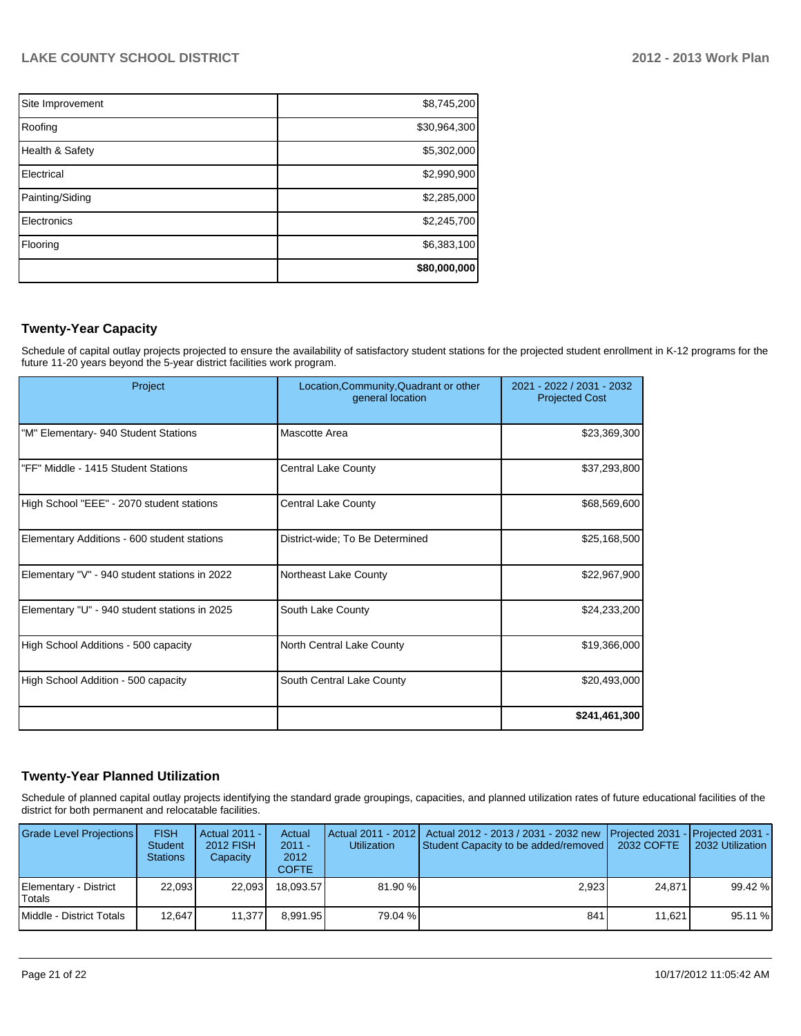| | |
|---|---|
| Site Improvement | $8,745,200 |
| Roofing | $30,964,300 |
| Health & Safety | $5,302,000 |
| Electrical | $2,990,900 |
| Painting/Siding | $2,285,000 |
| Electronics | $2,245,700 |
| Flooring | $6,383,100 |
| | **$80,000,000** |

## Twenty-Year Capacity

Schedule of capital outlay projects projected to ensure the availability of satisfactory student stations for the projected student enrollment in K-12 programs for the future 11-20 years beyond the 5-year district facilities work program.

| Project | Location,Community,Quadrant or other general location | 2021 - 2022 / 2031 - 2032 Projected Cost |
|---|---|---|
| "M" Elementary- 940 Student Stations | Mascotte Area | $23,369,300 |
| "FF" Middle - 1415 Student Stations | Central Lake County | $37,293,800 |
| High School "EEE" - 2070 student stations | Central Lake County | $68,569,600 |
| Elementary Additions - 600 student stations | District-wide; To Be Determined | $25,168,500 |
| Elementary "V" - 940 student stations in 2022 | Northeast Lake County | $22,967,900 |
| Elementary "U" - 940 student stations in 2025 | South Lake County | $24,233,200 |
| High School Additions - 500 capacity | North Central Lake County | $19,366,000 |
| High School Addition - 500 capacity | South Central Lake County | $20,493,000 |
| | | **$241,461,300** |

## Twenty-Year Planned Utilization

Schedule of planned capital outlay projects identifying the standard grade groupings, capacities, and planned utilization rates of future educational facilities of the district for both permanent and relocatable facilities.

| Grade Level Projections | FISH Student Stations | Actual 2011 - 2012 FISH Capacity | Actual 2011 - 2012 COFTE | Actual 2011 - 2012 Utilization | Actual 2012 - 2013 / 2031 - 2032 new Student Capacity to be added/removed | Projected 2031 - 2032 COFTE | Projected 2031 - 2032 Utilization |
|---|---|---|---|---|---|---|---|
| Elementary - District Totals | 22,093 | 22,093 | 18,093.57 | 81.90 % | 2,923 | 24,871 | 99.42 % |
| Middle - District Totals | 12,647 | 11,377 | 8,991.95 | 79.04 % | 841 | 11,621 | 95.11 % |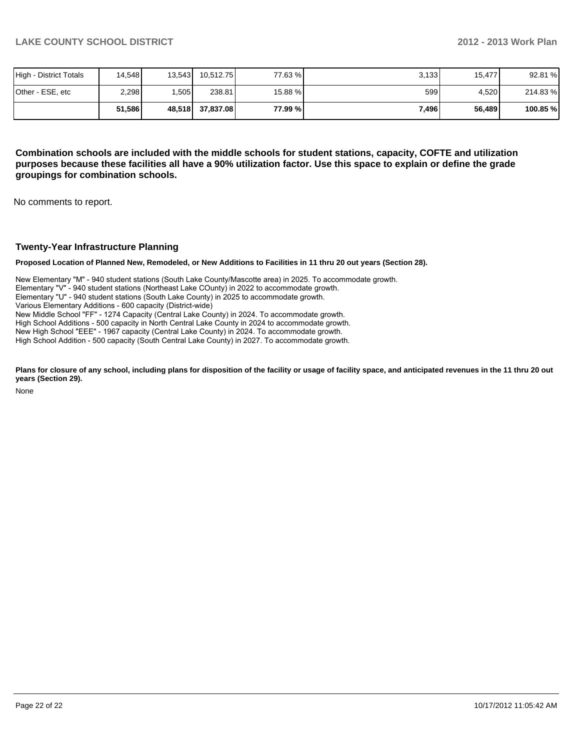| | | | | | | | |
|---|---|---|---|---|---|---|---|
| High - District Totals | 14,548 | 13,543 | 10,512.75 | 77.63 % | 3,133 | 15,477 | 92.81 % |
| Other - ESE, etc | 2,298 | 1,505 | 238.81 | 15.88 % | 599 | 4,520 | 214.83 % |
| | **51,586** | **48,518** | **37,837.08** | **77.99 %** | **7,496** | **56,489** | **100.85 %** |

**Combination schools are included with the middle schools for student stations, capacity, COFTE and utilization purposes because these facilities all have a 90% utilization factor. Use this space to explain or define the grade groupings for combination schools.**

No comments to report.

### Twenty-Year Infrastructure Planning

**Proposed Location of Planned New, Remodeled, or New Additions to Facilities in 11 thru 20 out years (Section 28).**

New Elementary "M" - 940 student stations (South Lake County/Mascotte area) in 2025. To accommodate growth.
Elementary "V" - 940 student stations (Northeast Lake COunty) in 2022 to accommodate growth.
Elementary "U" - 940 student stations (South Lake County) in 2025 to accommodate growth.
Various Elementary Additions - 600 capacity (District-wide)
New Middle School "FF" - 1274 Capacity (Central Lake County) in 2024. To accommodate growth.
High School Additions - 500 capacity in North Central Lake County in 2024 to accommodate growth.
New High School "EEE" - 1967 capacity (Central Lake County) in 2024. To accommodate growth.
High School Addition - 500 capacity (South Central Lake County) in 2027. To accommodate growth.

**Plans for closure of any school, including plans for disposition of the facility or usage of facility space, and anticipated revenues in the 11 thru 20 out years (Section 29).**

None